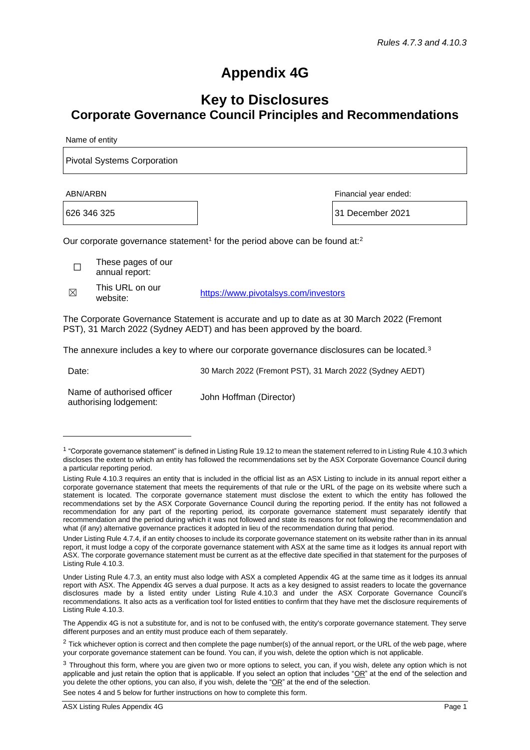*Rules 4.7.3 and 4.10.3*

# Appendix 4G

## Key to Disclosures
## Corporate Governance Council Principles and Recommendations

| Name of entity | |
|---|---|
| Pivotal Systems Corporation | |

| ABN/ARBN | Financial year ended: |
|---|---|
| 626 346 325 | 31 December 2021 |

Our corporate governance statement[1] for the period above can be found at:[2]

| | | |
|---|---|---|
| ☐ | These pages of our annual report: | |
| ☒ | This URL on our website: | https://www.pivotalsys.com/investors |

The Corporate Governance Statement is accurate and up to date as at 30 March 2022 (Fremont PST), 31 March 2022 (Sydney AEDT) and has been approved by the board.

The annexure includes a key to where our corporate governance disclosures can be located.[3]

| | |
|---|---|
| Date: | 30 March 2022 (Fremont PST), 31 March 2022 (Sydney AEDT) |
| Name of authorised officer authorising lodgement: | John Hoffman (Director) |

---

[1] "Corporate governance statement" is defined in Listing Rule 19.12 to mean the statement referred to in Listing Rule 4.10.3 which discloses the extent to which an entity has followed the recommendations set by the ASX Corporate Governance Council during a particular reporting period.

Listing Rule 4.10.3 requires an entity that is included in the official list as an ASX Listing to include in its annual report either a corporate governance statement that meets the requirements of that rule or the URL of the page on its website where such a statement is located. The corporate governance statement must disclose the extent to which the entity has followed the recommendations set by the ASX Corporate Governance Council during the reporting period. If the entity has not followed a recommendation for any part of the reporting period, its corporate governance statement must separately identify that recommendation and the period during which it was not followed and state its reasons for not following the recommendation and what (if any) alternative governance practices it adopted in lieu of the recommendation during that period.

Under Listing Rule 4.7.4, if an entity chooses to include its corporate governance statement on its website rather than in its annual report, it must lodge a copy of the corporate governance statement with ASX at the same time as it lodges its annual report with ASX. The corporate governance statement must be current as at the effective date specified in that statement for the purposes of Listing Rule 4.10.3.

Under Listing Rule 4.7.3, an entity must also lodge with ASX a completed Appendix 4G at the same time as it lodges its annual report with ASX. The Appendix 4G serves a dual purpose. It acts as a key designed to assist readers to locate the governance disclosures made by a listed entity under Listing Rule 4.10.3 and under the ASX Corporate Governance Council's recommendations. It also acts as a verification tool for listed entities to confirm that they have met the disclosure requirements of Listing Rule 4.10.3.

The Appendix 4G is not a substitute for, and is not to be confused with, the entity's corporate governance statement. They serve different purposes and an entity must produce each of them separately.

[2] Tick whichever option is correct and then complete the page number(s) of the annual report, or the URL of the web page, where your corporate governance statement can be found. You can, if you wish, delete the option which is not applicable.

[3] Throughout this form, where you are given two or more options to select, you can, if you wish, delete any option which is not applicable and just retain the option that is applicable. If you select an option that includes "OR" at the end of the selection and you delete the other options, you can also, if you wish, delete the "OR" at the end of the selection.

See notes 4 and 5 below for further instructions on how to complete this form.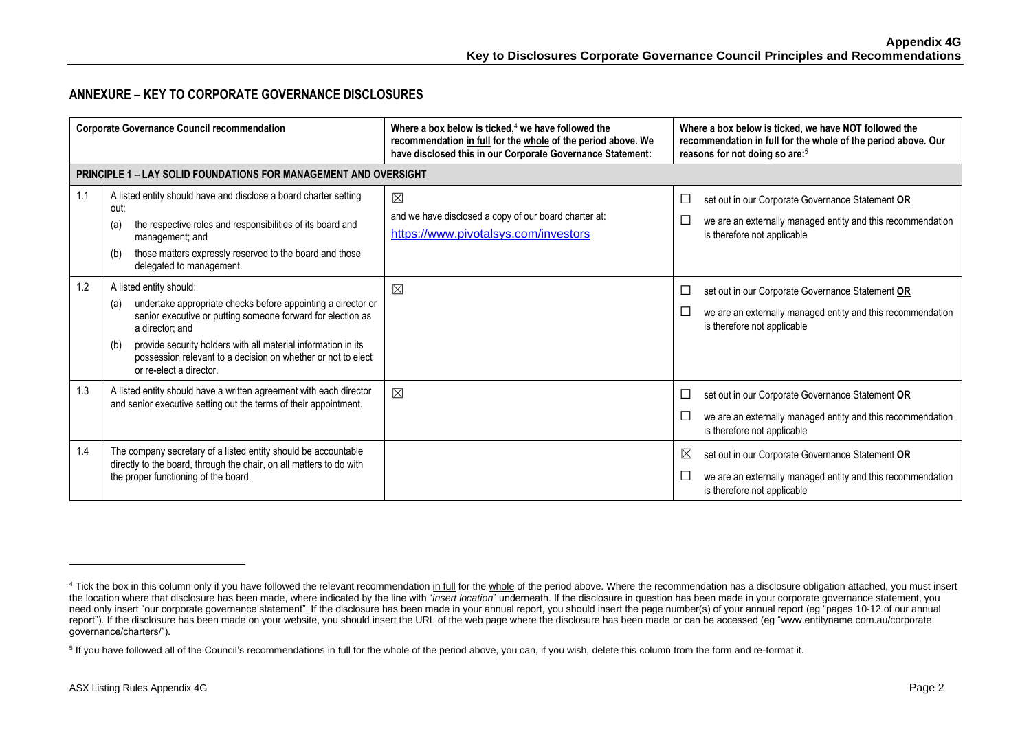## ANNEXURE – KEY TO CORPORATE GOVERNANCE DISCLOSURES

| Corporate Governance Council recommendation | | Where a box below is ticked,[4] we have followed the recommendation in full for the whole of the period above. We have disclosed this in our Corporate Governance Statement: | Where a box below is ticked, we have NOT followed the recommendation in full for the whole of the period above. Our reasons for not doing so are:[5] |
|---|---|---|---|
| **PRINCIPLE 1 – LAY SOLID FOUNDATIONS FOR MANAGEMENT AND OVERSIGHT** | | | |
| 1.1 | A listed entity should have and disclose a board charter setting out:<br>(a) the respective roles and responsibilities of its board and management; and<br>(b) those matters expressly reserved to the board and those delegated to management. | ☒<br>and we have disclosed a copy of our board charter at:<br>https://www.pivotalsys.com/investors | ☐ set out in our Corporate Governance Statement **OR**<br>☐ we are an externally managed entity and this recommendation is therefore not applicable |
| 1.2 | A listed entity should:<br>(a) undertake appropriate checks before appointing a director or senior executive or putting someone forward for election as a director; and<br>(b) provide security holders with all material information in its possession relevant to a decision on whether or not to elect or re-elect a director. | ☒ | ☐ set out in our Corporate Governance Statement **OR**<br>☐ we are an externally managed entity and this recommendation is therefore not applicable |
| 1.3 | A listed entity should have a written agreement with each director and senior executive setting out the terms of their appointment. | ☒ | ☐ set out in our Corporate Governance Statement **OR**<br>☐ we are an externally managed entity and this recommendation is therefore not applicable |
| 1.4 | The company secretary of a listed entity should be accountable directly to the board, through the chair, on all matters to do with the proper functioning of the board. | | ☒ set out in our Corporate Governance Statement **OR**<br>☐ we are an externally managed entity and this recommendation is therefore not applicable |

[4] Tick the box in this column only if you have followed the relevant recommendation in full for the whole of the period above. Where the recommendation has a disclosure obligation attached, you must insert the location where that disclosure has been made, where indicated by the line with "*insert location*" underneath. If the disclosure in question has been made in your corporate governance statement, you need only insert "our corporate governance statement". If the disclosure has been made in your annual report, you should insert the page number(s) of your annual report (eg "pages 10-12 of our annual report"). If the disclosure has been made on your website, you should insert the URL of the web page where the disclosure has been made or can be accessed (eg "www.entityname.com.au/corporate governance/charters/").

[5] If you have followed all of the Council's recommendations in full for the whole of the period above, you can, if you wish, delete this column from the form and re-format it.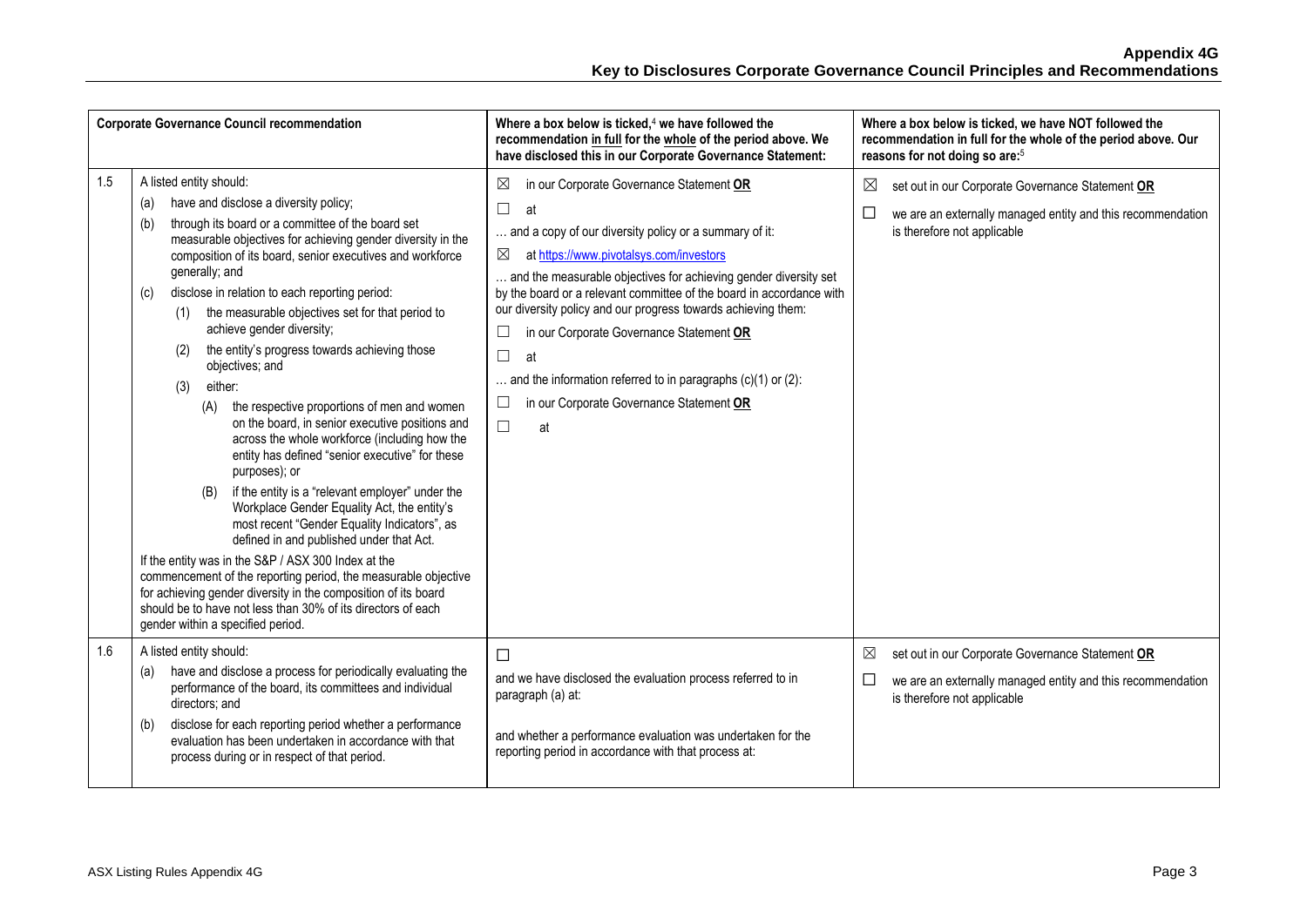| | Corporate Governance Council recommendation | Where a box below is ticked,[4] we have followed the recommendation in full for the whole of the period above. We have disclosed this in our Corporate Governance Statement: | Where a box below is ticked, we have NOT followed the recommendation in full for the whole of the period above. Our reasons for not doing so are:[5] |
|---|---|---|---|
| 1.5 | A listed entity should:<br>(a) have and disclose a diversity policy;<br>(b) through its board or a committee of the board set measurable objectives for achieving gender diversity in the composition of its board, senior executives and workforce generally; and<br>(c) disclose in relation to each reporting period:<br>(1) the measurable objectives set for that period to achieve gender diversity;<br>(2) the entity's progress towards achieving those objectives; and<br>(3) either:<br>(A) the respective proportions of men and women on the board, in senior executive positions and across the whole workforce (including how the entity has defined "senior executive" for these purposes); or<br>(B) if the entity is a "relevant employer" under the Workplace Gender Equality Act, the entity's most recent "Gender Equality Indicators", as defined in and published under that Act.<br>If the entity was in the S&P / ASX 300 Index at the commencement of the reporting period, the measurable objective for achieving gender diversity in the composition of its board should be to have not less than 30% of its directors of each gender within a specified period. | ☒ in our Corporate Governance Statement **OR**<br>☐ at<br>… and a copy of our diversity policy or a summary of it:<br>☒ at https://www.pivotalsys.com/investors<br>… and the measurable objectives for achieving gender diversity set by the board or a relevant committee of the board in accordance with our diversity policy and our progress towards achieving them:<br>☐ in our Corporate Governance Statement **OR**<br>☐ at<br>… and the information referred to in paragraphs (c)(1) or (2):<br>☐ in our Corporate Governance Statement **OR**<br>☐ at | ☒ set out in our Corporate Governance Statement **OR**<br>☐ we are an externally managed entity and this recommendation is therefore not applicable |
| 1.6 | A listed entity should:<br>(a) have and disclose a process for periodically evaluating the performance of the board, its committees and individual directors; and<br>(b) disclose for each reporting period whether a performance evaluation has been undertaken in accordance with that process during or in respect of that period. | ☐<br>and we have disclosed the evaluation process referred to in paragraph (a) at:<br><br>and whether a performance evaluation was undertaken for the reporting period in accordance with that process at: | ☒ set out in our Corporate Governance Statement **OR**<br>☐ we are an externally managed entity and this recommendation is therefore not applicable |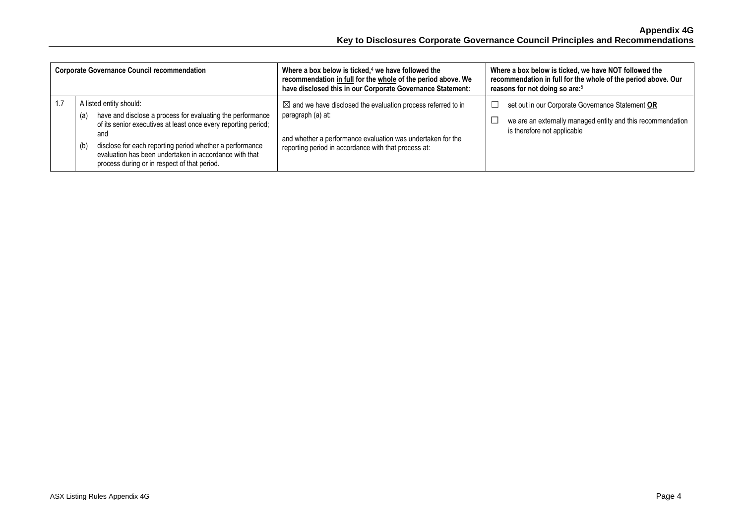| Corporate Governance Council recommendation | | Where a box below is ticked,[4] we have followed the recommendation <u>in full</u> for the <u>whole</u> of the period above. We have disclosed this in our Corporate Governance Statement: | Where a box below is ticked, we have NOT followed the recommendation in full for the whole of the period above. Our reasons for not doing so are:[5] |
|---|---|---|---|
| 1.7 | A listed entity should:<br>(a) have and disclose a process for evaluating the performance of its senior executives at least once every reporting period; and<br>(b) disclose for each reporting period whether a performance evaluation has been undertaken in accordance with that process during or in respect of that period. | ☒ and we have disclosed the evaluation process referred to in paragraph (a) at:<br><br>and whether a performance evaluation was undertaken for the reporting period in accordance with that process at: | ☐ set out in our Corporate Governance Statement **<u>OR</u>**<br>☐ we are an externally managed entity and this recommendation is therefore not applicable |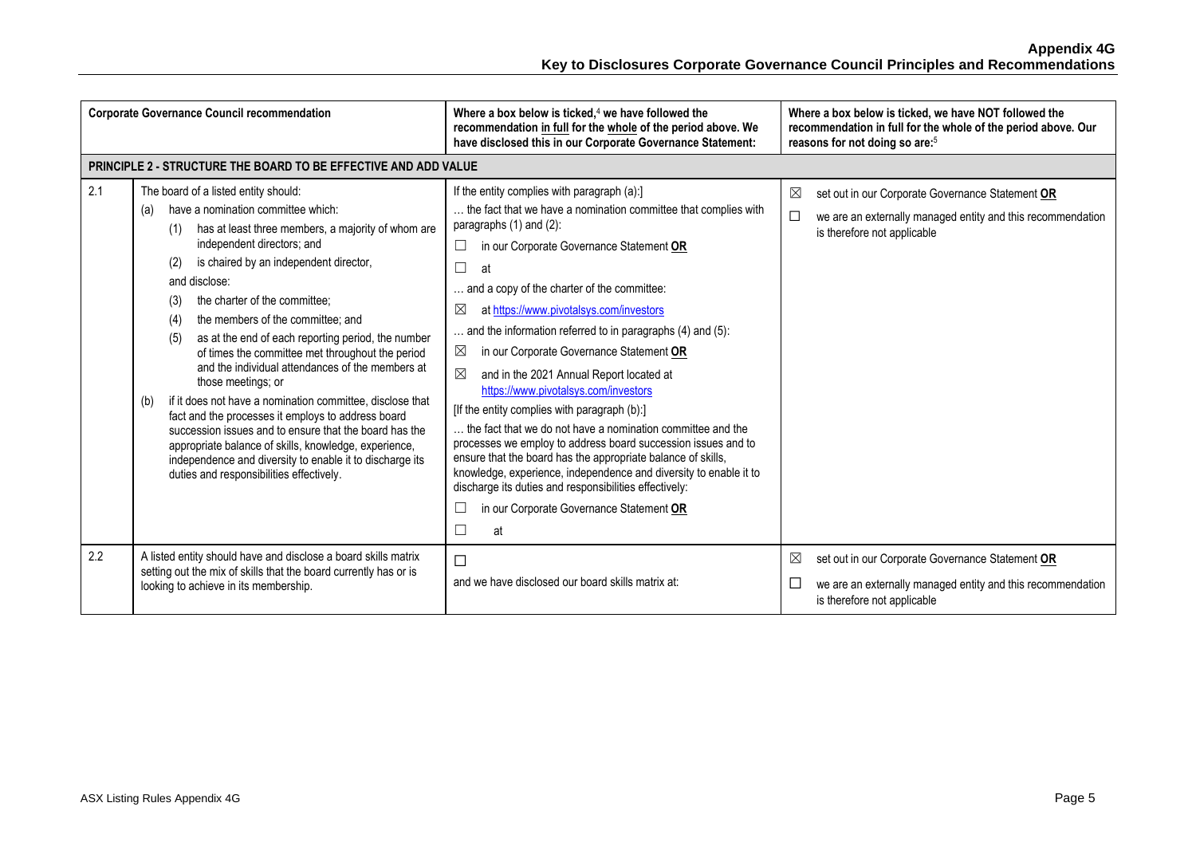| | Corporate Governance Council recommendation | Where a box below is ticked,[4] we have followed the recommendation in full for the whole of the period above. We have disclosed this in our Corporate Governance Statement: | Where a box below is ticked, we have NOT followed the recommendation in full for the whole of the period above. Our reasons for not doing so are:[5] |
|---|---|---|---|
| **PRINCIPLE 2 - STRUCTURE THE BOARD TO BE EFFECTIVE AND ADD VALUE** | | | |
| 2.1 | The board of a listed entity should:<br>(a) have a nomination committee which:<br>(1) has at least three members, a majority of whom are independent directors; and<br>(2) is chaired by an independent director,<br>and disclose:<br>(3) the charter of the committee;<br>(4) the members of the committee; and<br>(5) as at the end of each reporting period, the number of times the committee met throughout the period and the individual attendances of the members at those meetings; or<br>(b) if it does not have a nomination committee, disclose that fact and the processes it employs to address board succession issues and to ensure that the board has the appropriate balance of skills, knowledge, experience, independence and diversity to enable it to discharge its duties and responsibilities effectively. | If the entity complies with paragraph (a):]<br>… the fact that we have a nomination committee that complies with paragraphs (1) and (2):<br>☐ in our Corporate Governance Statement **OR**<br>☐ at<br>… and a copy of the charter of the committee:<br>☒ at https://www.pivotalsys.com/investors<br>… and the information referred to in paragraphs (4) and (5):<br>☒ in our Corporate Governance Statement **OR**<br>☒ and in the 2021 Annual Report located at https://www.pivotalsys.com/investors<br>[If the entity complies with paragraph (b):]<br>… the fact that we do not have a nomination committee and the processes we employ to address board succession issues and to ensure that the board has the appropriate balance of skills, knowledge, experience, independence and diversity to enable it to discharge its duties and responsibilities effectively:<br>☐ in our Corporate Governance Statement **OR**<br>☐ at | ☒ set out in our Corporate Governance Statement **OR**<br>☐ we are an externally managed entity and this recommendation is therefore not applicable |
| 2.2 | A listed entity should have and disclose a board skills matrix setting out the mix of skills that the board currently has or is looking to achieve in its membership. | ☐<br>and we have disclosed our board skills matrix at: | ☒ set out in our Corporate Governance Statement **OR**<br>☐ we are an externally managed entity and this recommendation is therefore not applicable |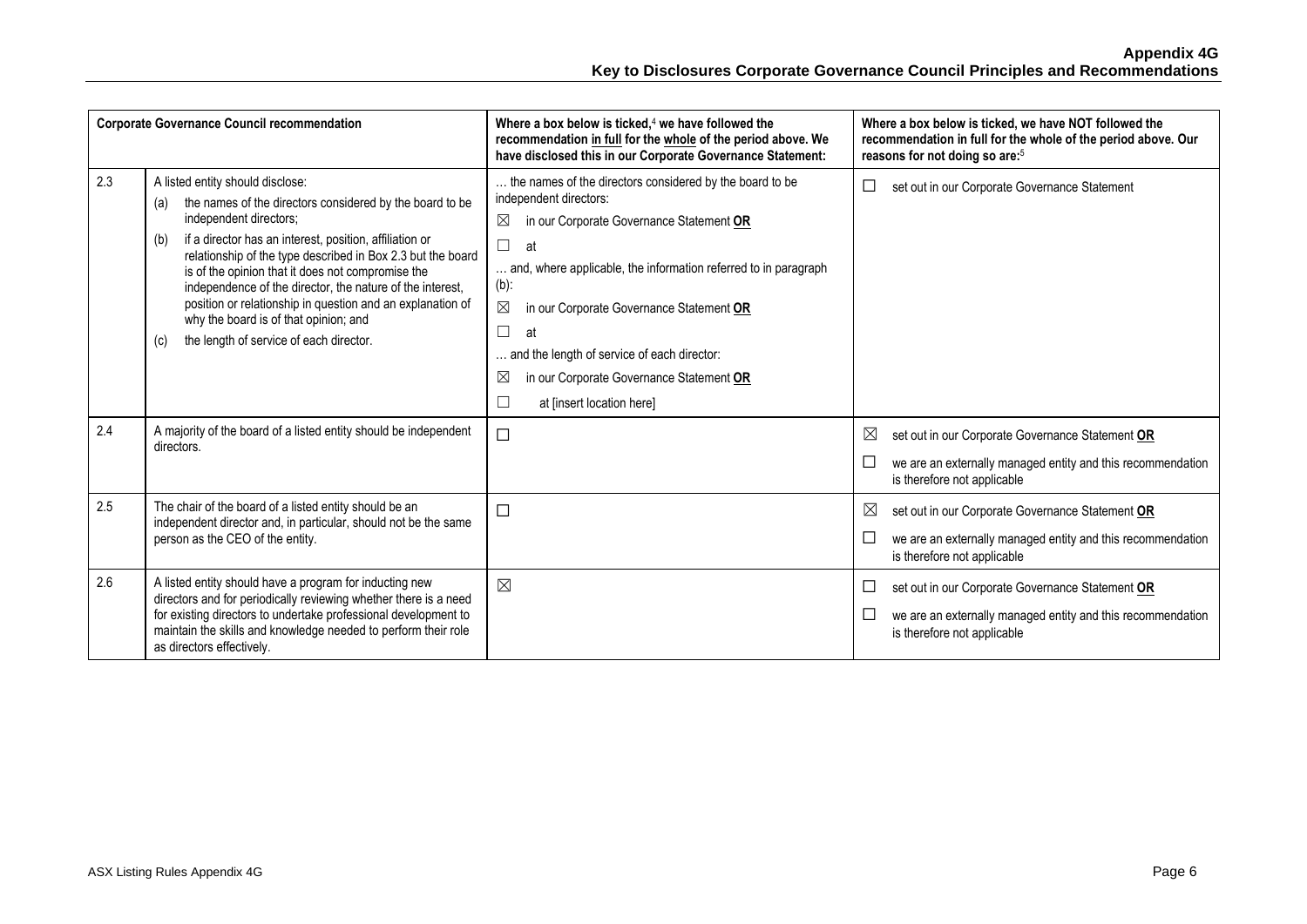| | Corporate Governance Council recommendation | Where a box below is ticked,[4] we have followed the recommendation in full for the whole of the period above. We have disclosed this in our Corporate Governance Statement: | Where a box below is ticked, we have NOT followed the recommendation in full for the whole of the period above. Our reasons for not doing so are:[5] |
|---|---|---|---|
| 2.3 | A listed entity should disclose:<br>(a) the names of the directors considered by the board to be independent directors;<br>(b) if a director has an interest, position, affiliation or relationship of the type described in Box 2.3 but the board is of the opinion that it does not compromise the independence of the director, the nature of the interest, position or relationship in question and an explanation of why the board is of that opinion; and<br>(c) the length of service of each director. | … the names of the directors considered by the board to be independent directors:<br>☒ in our Corporate Governance Statement **OR**<br>☐ at<br>… and, where applicable, the information referred to in paragraph (b):<br>☒ in our Corporate Governance Statement **OR**<br>☐ at<br>… and the length of service of each director:<br>☒ in our Corporate Governance Statement **OR**<br>☐ at [insert location here] | ☐ set out in our Corporate Governance Statement |
| 2.4 | A majority of the board of a listed entity should be independent directors. | ☐ | ☒ set out in our Corporate Governance Statement **OR**<br>☐ we are an externally managed entity and this recommendation is therefore not applicable |
| 2.5 | The chair of the board of a listed entity should be an independent director and, in particular, should not be the same person as the CEO of the entity. | ☐ | ☒ set out in our Corporate Governance Statement **OR**<br>☐ we are an externally managed entity and this recommendation is therefore not applicable |
| 2.6 | A listed entity should have a program for inducting new directors and for periodically reviewing whether there is a need for existing directors to undertake professional development to maintain the skills and knowledge needed to perform their role as directors effectively. | ☒ | ☐ set out in our Corporate Governance Statement **OR**<br>☐ we are an externally managed entity and this recommendation is therefore not applicable |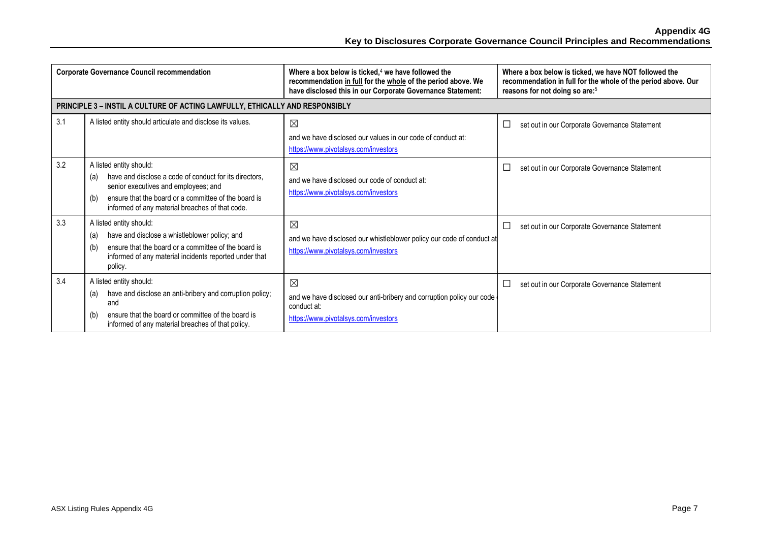| | Corporate Governance Council recommendation | Where a box below is ticked,[4] we have followed the recommendation in full for the whole of the period above. We have disclosed this in our Corporate Governance Statement: | Where a box below is ticked, we have NOT followed the recommendation in full for the whole of the period above. Our reasons for not doing so are:[5] |
|---|---|---|---|
| **PRINCIPLE 3 – INSTIL A CULTURE OF ACTING LAWFULLY, ETHICALLY AND RESPONSIBLY** | | | |
| 3.1 | A listed entity should articulate and disclose its values. | ☒ and we have disclosed our values in our code of conduct at: https://www.pivotalsys.com/investors | ☐ set out in our Corporate Governance Statement |
| 3.2 | A listed entity should: (a) have and disclose a code of conduct for its directors, senior executives and employees; and (b) ensure that the board or a committee of the board is informed of any material breaches of that code. | ☒ and we have disclosed our code of conduct at: https://www.pivotalsys.com/investors | ☐ set out in our Corporate Governance Statement |
| 3.3 | A listed entity should: (a) have and disclose a whistleblower policy; and (b) ensure that the board or a committee of the board is informed of any material incidents reported under that policy. | ☒ and we have disclosed our whistleblower policy our code of conduct at https://www.pivotalsys.com/investors | ☐ set out in our Corporate Governance Statement |
| 3.4 | A listed entity should: (a) have and disclose an anti-bribery and corruption policy; and (b) ensure that the board or committee of the board is informed of any material breaches of that policy. | ☒ and we have disclosed our anti-bribery and corruption policy our code conduct at: https://www.pivotalsys.com/investors | ☐ set out in our Corporate Governance Statement |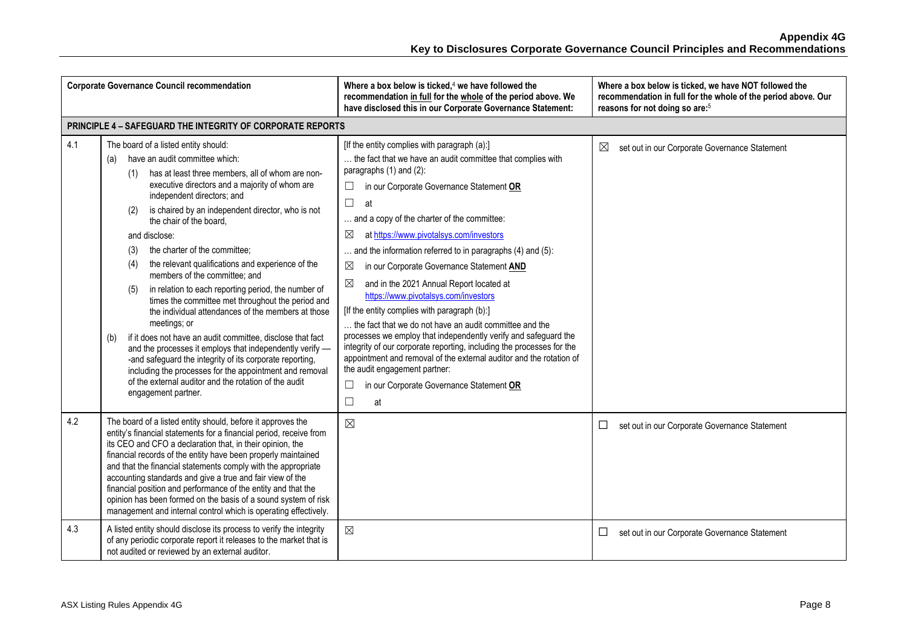| | Corporate Governance Council recommendation | Where a box below is ticked,[4] we have followed the recommendation in full for the whole of the period above. We have disclosed this in our Corporate Governance Statement: | Where a box below is ticked, we have NOT followed the recommendation in full for the whole of the period above. Our reasons for not doing so are:[5] |
|---|---|---|---|
| **PRINCIPLE 4 – SAFEGUARD THE INTEGRITY OF CORPORATE REPORTS** | | | |
| 4.1 | The board of a listed entity should:<br>(a) have an audit committee which:<br>(1) has at least three members, all of whom are non-executive directors and a majority of whom are independent directors; and<br>(2) is chaired by an independent director, who is not the chair of the board,<br>and disclose:<br>(3) the charter of the committee;<br>(4) the relevant qualifications and experience of the members of the committee; and<br>(5) in relation to each reporting period, the number of times the committee met throughout the period and the individual attendances of the members at those meetings; or<br>(b) if it does not have an audit committee, disclose that fact and the processes it employs that independently verify — -and safeguard the integrity of its corporate reporting, including the processes for the appointment and removal of the external auditor and the rotation of the audit engagement partner. | [If the entity complies with paragraph (a):]<br>… the fact that we have an audit committee that complies with paragraphs (1) and (2):<br>☐ in our Corporate Governance Statement **OR**<br>☐ at<br>… and a copy of the charter of the committee:<br>☒ at https://www.pivotalsys.com/investors<br>… and the information referred to in paragraphs (4) and (5):<br>☒ in our Corporate Governance Statement **AND**<br>☒ and in the 2021 Annual Report located at https://www.pivotalsys.com/investors<br>[If the entity complies with paragraph (b):]<br>… the fact that we do not have an audit committee and the processes we employ that independently verify and safeguard the integrity of our corporate reporting, including the processes for the appointment and removal of the external auditor and the rotation of the audit engagement partner:<br>☐ in our Corporate Governance Statement **OR**<br>☐ at | ☒ set out in our Corporate Governance Statement |
| 4.2 | The board of a listed entity should, before it approves the entity's financial statements for a financial period, receive from its CEO and CFO a declaration that, in their opinion, the financial records of the entity have been properly maintained and that the financial statements comply with the appropriate accounting standards and give a true and fair view of the financial position and performance of the entity and that the opinion has been formed on the basis of a sound system of risk management and internal control which is operating effectively. | ☒ | ☐ set out in our Corporate Governance Statement |
| 4.3 | A listed entity should disclose its process to verify the integrity of any periodic corporate report it releases to the market that is not audited or reviewed by an external auditor. | ☒ | ☐ set out in our Corporate Governance Statement |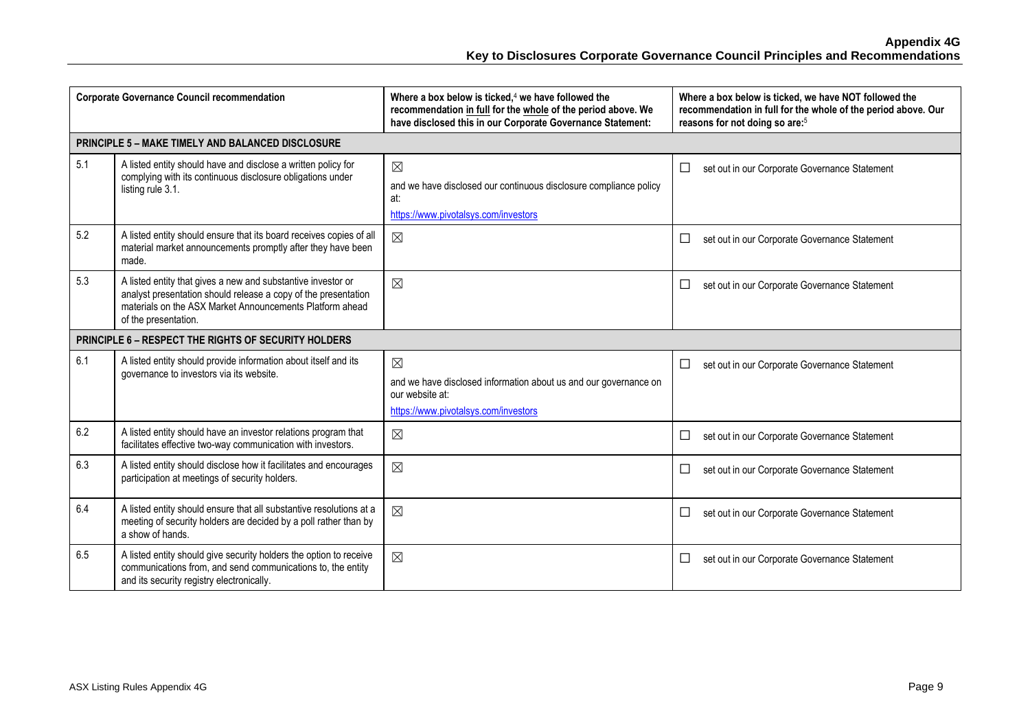| Corporate Governance Council recommendation | | Where a box below is ticked,[4] we have followed the recommendation in full for the whole of the period above. We have disclosed this in our Corporate Governance Statement: | Where a box below is ticked, we have NOT followed the recommendation in full for the whole of the period above. Our reasons for not doing so are:[5] |
|---|---|---|---|
| **PRINCIPLE 5 – MAKE TIMELY AND BALANCED DISCLOSURE** | | | |
| 5.1 | A listed entity should have and disclose a written policy for complying with its continuous disclosure obligations under listing rule 3.1. | ☒ and we have disclosed our continuous disclosure compliance policy at: https://www.pivotalsys.com/investors | ☐ set out in our Corporate Governance Statement |
| 5.2 | A listed entity should ensure that its board receives copies of all material market announcements promptly after they have been made. | ☒ | ☐ set out in our Corporate Governance Statement |
| 5.3 | A listed entity that gives a new and substantive investor or analyst presentation should release a copy of the presentation materials on the ASX Market Announcements Platform ahead of the presentation. | ☒ | ☐ set out in our Corporate Governance Statement |
| **PRINCIPLE 6 – RESPECT THE RIGHTS OF SECURITY HOLDERS** | | | |
| 6.1 | A listed entity should provide information about itself and its governance to investors via its website. | ☒ and we have disclosed information about us and our governance on our website at: https://www.pivotalsys.com/investors | ☐ set out in our Corporate Governance Statement |
| 6.2 | A listed entity should have an investor relations program that facilitates effective two-way communication with investors. | ☒ | ☐ set out in our Corporate Governance Statement |
| 6.3 | A listed entity should disclose how it facilitates and encourages participation at meetings of security holders. | ☒ | ☐ set out in our Corporate Governance Statement |
| 6.4 | A listed entity should ensure that all substantive resolutions at a meeting of security holders are decided by a poll rather than by a show of hands. | ☒ | ☐ set out in our Corporate Governance Statement |
| 6.5 | A listed entity should give security holders the option to receive communications from, and send communications to, the entity and its security registry electronically. | ☒ | ☐ set out in our Corporate Governance Statement |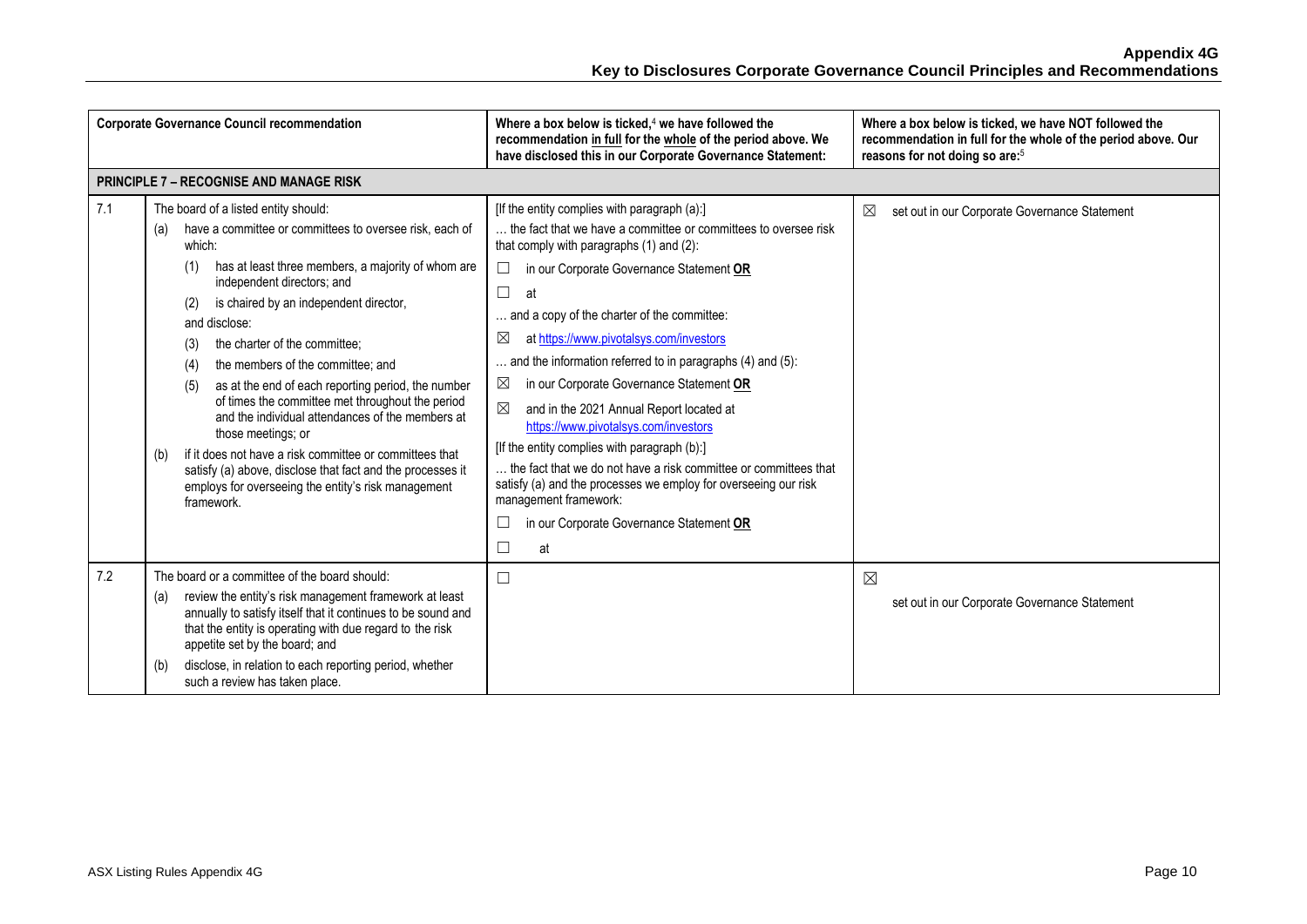| Corporate Governance Council recommendation | | Where a box below is ticked,[4] we have followed the recommendation in full for the whole of the period above. We have disclosed this in our Corporate Governance Statement: | Where a box below is ticked, we have NOT followed the recommendation in full for the whole of the period above. Our reasons for not doing so are:[5] |
|---|---|---|---|
| **PRINCIPLE 7 – RECOGNISE AND MANAGE RISK** | | | |
| 7.1 | The board of a listed entity should:<br>(a) have a committee or committees to oversee risk, each of which:<br>(1) has at least three members, a majority of whom are independent directors; and<br>(2) is chaired by an independent director,<br>and disclose:<br>(3) the charter of the committee;<br>(4) the members of the committee; and<br>(5) as at the end of each reporting period, the number of times the committee met throughout the period and the individual attendances of the members at those meetings; or<br>(b) if it does not have a risk committee or committees that satisfy (a) above, disclose that fact and the processes it employs for overseeing the entity's risk management framework. | [If the entity complies with paragraph (a):]<br>… the fact that we have a committee or committees to oversee risk that comply with paragraphs (1) and (2):<br>☐ in our Corporate Governance Statement **OR**<br>☐ at<br>… and a copy of the charter of the committee:<br>☒ at https://www.pivotalsys.com/investors<br>… and the information referred to in paragraphs (4) and (5):<br>☒ in our Corporate Governance Statement **OR**<br>☒ and in the 2021 Annual Report located at https://www.pivotalsys.com/investors<br>[If the entity complies with paragraph (b):]<br>… the fact that we do not have a risk committee or committees that satisfy (a) and the processes we employ for overseeing our risk management framework:<br>☐ in our Corporate Governance Statement **OR**<br>☐ at | ☒ set out in our Corporate Governance Statement |
| 7.2 | The board or a committee of the board should:<br>(a) review the entity's risk management framework at least annually to satisfy itself that it continues to be sound and that the entity is operating with due regard to the risk appetite set by the board; and<br>(b) disclose, in relation to each reporting period, whether such a review has taken place. | ☐ | ☒<br>set out in our Corporate Governance Statement |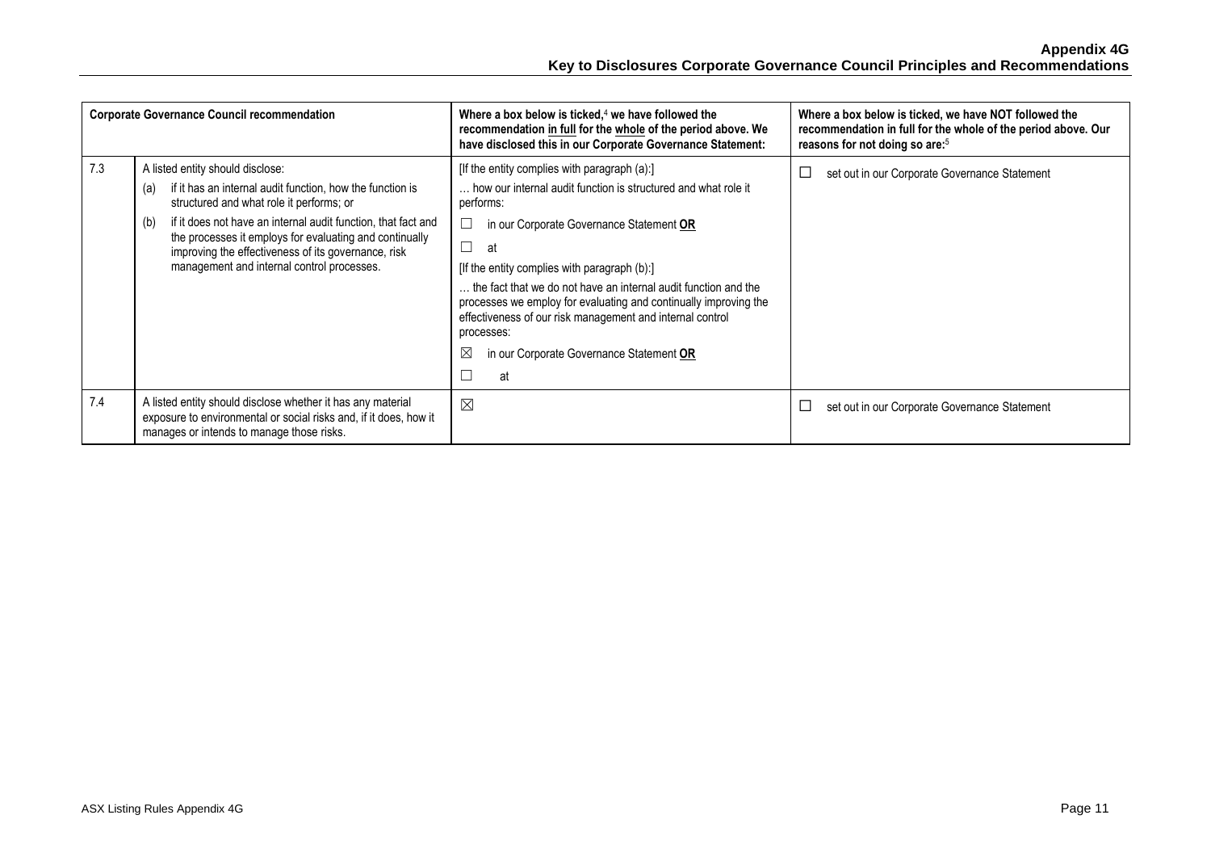| Corporate Governance Council recommendation | | Where a box below is ticked,[4] we have followed the recommendation in full for the whole of the period above. We have disclosed this in our Corporate Governance Statement: | Where a box below is ticked, we have NOT followed the recommendation in full for the whole of the period above. Our reasons for not doing so are:[5] |
|---|---|---|---|
| 7.3 | A listed entity should disclose:<br>(a) if it has an internal audit function, how the function is structured and what role it performs; or<br>(b) if it does not have an internal audit function, that fact and the processes it employs for evaluating and continually improving the effectiveness of its governance, risk management and internal control processes. | [If the entity complies with paragraph (a):]<br>… how our internal audit function is structured and what role it performs:<br>☐ in our Corporate Governance Statement **OR**<br>☐ at<br>[If the entity complies with paragraph (b):]<br>… the fact that we do not have an internal audit function and the processes we employ for evaluating and continually improving the effectiveness of our risk management and internal control processes:<br>☒ in our Corporate Governance Statement **OR**<br>☐ at | ☐ set out in our Corporate Governance Statement |
| 7.4 | A listed entity should disclose whether it has any material exposure to environmental or social risks and, if it does, how it manages or intends to manage those risks. | ☒ | ☐ set out in our Corporate Governance Statement |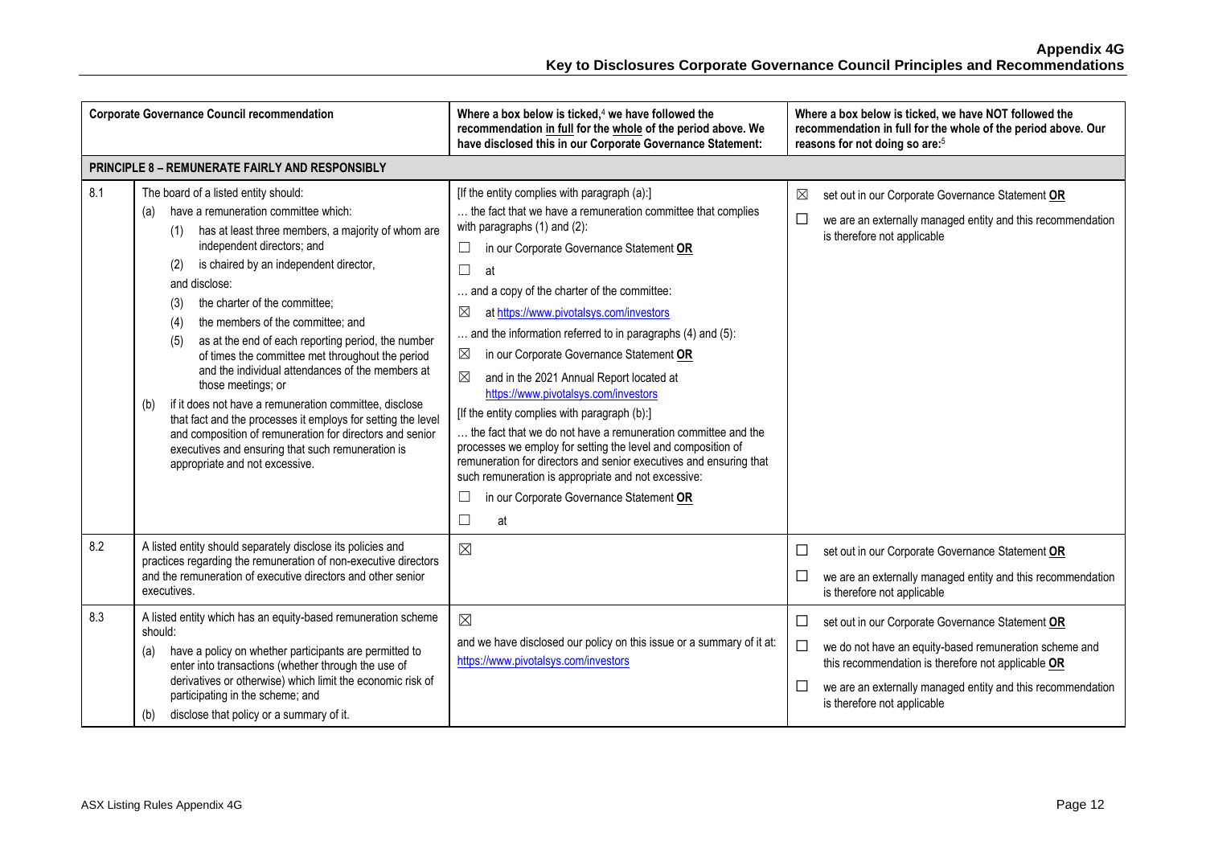# Appendix 4G
## Key to Disclosures Corporate Governance Council Principles and Recommendations

| Corporate Governance Council recommendation | | Where a box below is ticked,[4] we have followed the recommendation in full for the whole of the period above. We have disclosed this in our Corporate Governance Statement: | Where a box below is ticked, we have NOT followed the recommendation in full for the whole of the period above. Our reasons for not doing so are:[5] |
|---|---|---|---|
| **PRINCIPLE 8 – REMUNERATE FAIRLY AND RESPONSIBLY** | | | |
| 8.1 | The board of a listed entity should:<br>(a) have a remuneration committee which:<br>(1) has at least three members, a majority of whom are independent directors; and<br>(2) is chaired by an independent director,<br>and disclose:<br>(3) the charter of the committee;<br>(4) the members of the committee; and<br>(5) as at the end of each reporting period, the number of times the committee met throughout the period and the individual attendances of the members at those meetings; or<br>(b) if it does not have a remuneration committee, disclose that fact and the processes it employs for setting the level and composition of remuneration for directors and senior executives and ensuring that such remuneration is appropriate and not excessive. | [If the entity complies with paragraph (a):]<br>… the fact that we have a remuneration committee that complies with paragraphs (1) and (2):<br>☐ in our Corporate Governance Statement **OR**<br>☐ at<br>… and a copy of the charter of the committee:<br>☒ at https://www.pivotalsys.com/investors<br>… and the information referred to in paragraphs (4) and (5):<br>☒ in our Corporate Governance Statement **OR**<br>☒ and in the 2021 Annual Report located at https://www.pivotalsys.com/investors<br>[If the entity complies with paragraph (b):]<br>… the fact that we do not have a remuneration committee and the processes we employ for setting the level and composition of remuneration for directors and senior executives and ensuring that such remuneration is appropriate and not excessive:<br>☐ in our Corporate Governance Statement **OR**<br>☐ at | ☒ set out in our Corporate Governance Statement **OR**<br>☐ we are an externally managed entity and this recommendation is therefore not applicable |
| 8.2 | A listed entity should separately disclose its policies and practices regarding the remuneration of non-executive directors and the remuneration of executive directors and other senior executives. | ☒ | ☐ set out in our Corporate Governance Statement **OR**<br>☐ we are an externally managed entity and this recommendation is therefore not applicable |
| 8.3 | A listed entity which has an equity-based remuneration scheme should:<br>(a) have a policy on whether participants are permitted to enter into transactions (whether through the use of derivatives or otherwise) which limit the economic risk of participating in the scheme; and<br>(b) disclose that policy or a summary of it. | ☒<br>and we have disclosed our policy on this issue or a summary of it at: https://www.pivotalsys.com/investors | ☐ set out in our Corporate Governance Statement **OR**<br>☐ we do not have an equity-based remuneration scheme and this recommendation is therefore not applicable **OR**<br>☐ we are an externally managed entity and this recommendation is therefore not applicable |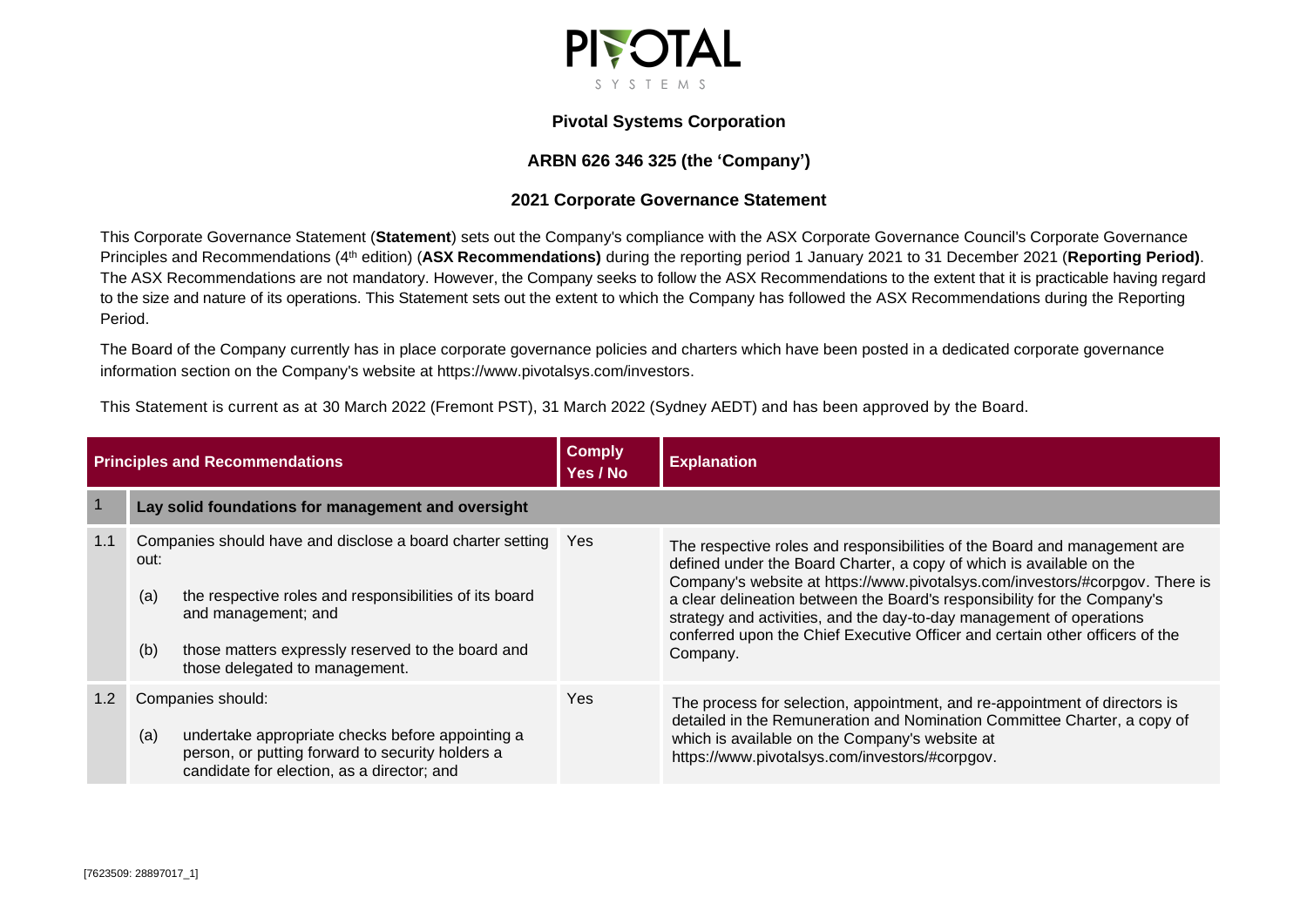PIVOTAL SYSTEMS

**Pivotal Systems Corporation**

**ARBN 626 346 325 (the 'Company')**

**2021 Corporate Governance Statement**

This Corporate Governance Statement (**Statement**) sets out the Company's compliance with the ASX Corporate Governance Council's Corporate Governance Principles and Recommendations (4th edition) (**ASX Recommendations)** during the reporting period 1 January 2021 to 31 December 2021 (**Reporting Period)**. The ASX Recommendations are not mandatory. However, the Company seeks to follow the ASX Recommendations to the extent that it is practicable having regard to the size and nature of its operations. This Statement sets out the extent to which the Company has followed the ASX Recommendations during the Reporting Period.

The Board of the Company currently has in place corporate governance policies and charters which have been posted in a dedicated corporate governance information section on the Company's website at https://www.pivotalsys.com/investors.

This Statement is current as at 30 March 2022 (Fremont PST), 31 March 2022 (Sydney AEDT) and has been approved by the Board.

| | Principles and Recommendations | Comply Yes / No | Explanation |
|---|---|---|---|
| 1 | **Lay solid foundations for management and oversight** | | |
| 1.1 | Companies should have and disclose a board charter setting out:<br>(a) the respective roles and responsibilities of its board and management; and<br>(b) those matters expressly reserved to the board and those delegated to management. | Yes | The respective roles and responsibilities of the Board and management are defined under the Board Charter, a copy of which is available on the Company's website at https://www.pivotalsys.com/investors/#corpgov. There is a clear delineation between the Board's responsibility for the Company's strategy and activities, and the day-to-day management of operations conferred upon the Chief Executive Officer and certain other officers of the Company. |
| 1.2 | Companies should:<br>(a) undertake appropriate checks before appointing a person, or putting forward to security holders a candidate for election, as a director; and | Yes | The process for selection, appointment, and re-appointment of directors is detailed in the Remuneration and Nomination Committee Charter, a copy of which is available on the Company's website at https://www.pivotalsys.com/investors/#corpgov. |

[7623509: 28897017_1]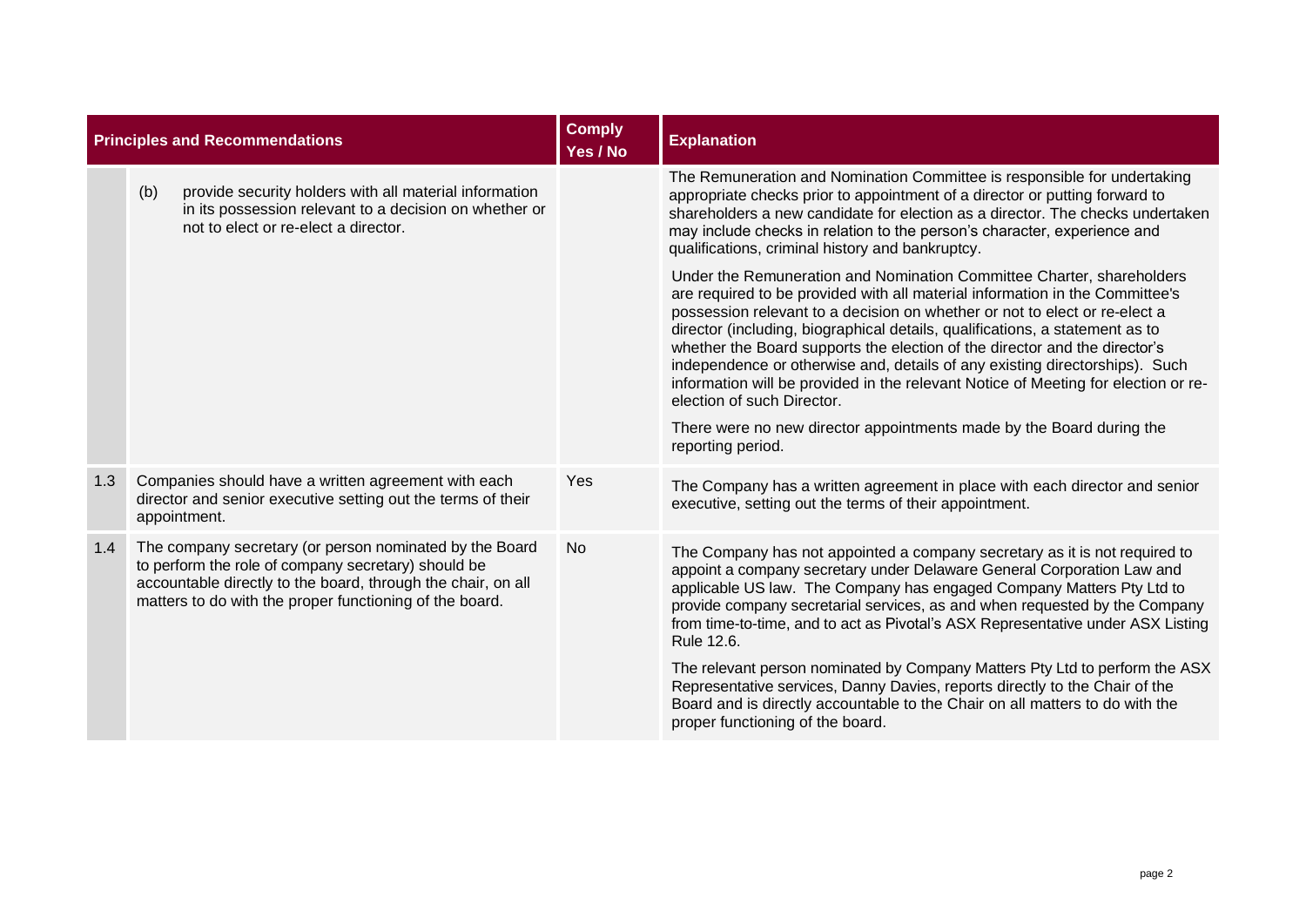| Principles and Recommendations | | Comply Yes / No | Explanation |
|---|---|---|---|
| | (b) provide security holders with all material information in its possession relevant to a decision on whether or not to elect or re-elect a director. | | The Remuneration and Nomination Committee is responsible for undertaking appropriate checks prior to appointment of a director or putting forward to shareholders a new candidate for election as a director. The checks undertaken may include checks in relation to the person's character, experience and qualifications, criminal history and bankruptcy.<br><br>Under the Remuneration and Nomination Committee Charter, shareholders are required to be provided with all material information in the Committee's possession relevant to a decision on whether or not to elect or re-elect a director (including, biographical details, qualifications, a statement as to whether the Board supports the election of the director and the director's independence or otherwise and, details of any existing directorships). Such information will be provided in the relevant Notice of Meeting for election or re-election of such Director.<br><br>There were no new director appointments made by the Board during the reporting period. |
| 1.3 | Companies should have a written agreement with each director and senior executive setting out the terms of their appointment. | Yes | The Company has a written agreement in place with each director and senior executive, setting out the terms of their appointment. |
| 1.4 | The company secretary (or person nominated by the Board to perform the role of company secretary) should be accountable directly to the board, through the chair, on all matters to do with the proper functioning of the board. | No | The Company has not appointed a company secretary as it is not required to appoint a company secretary under Delaware General Corporation Law and applicable US law. The Company has engaged Company Matters Pty Ltd to provide company secretarial services, as and when requested by the Company from time-to-time, and to act as Pivotal's ASX Representative under ASX Listing Rule 12.6.<br><br>The relevant person nominated by Company Matters Pty Ltd to perform the ASX Representative services, Danny Davies, reports directly to the Chair of the Board and is directly accountable to the Chair on all matters to do with the proper functioning of the board. |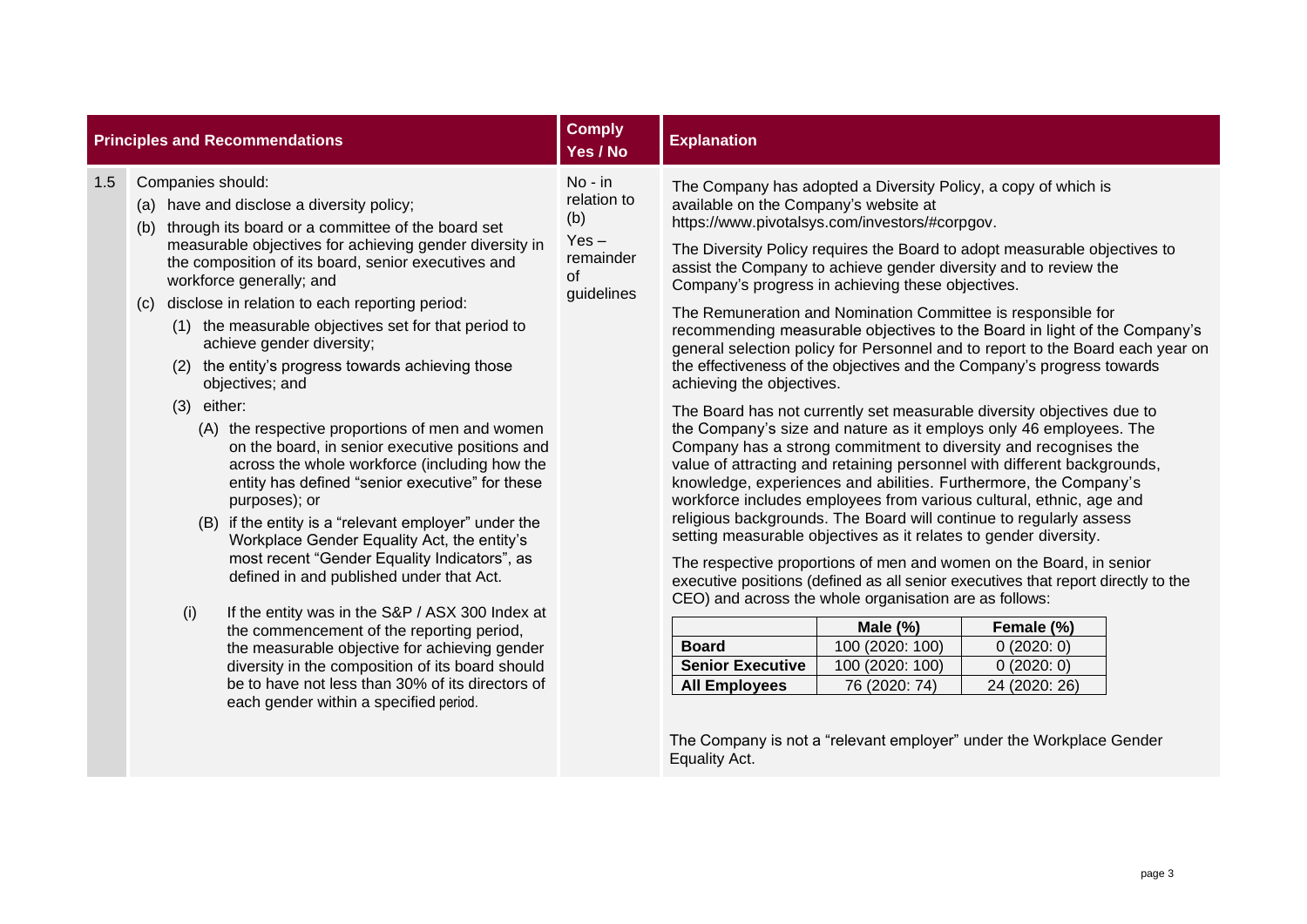| | Principles and Recommendations | Comply Yes / No | Explanation |
|---|---|---|---|
| 1.5 | Companies should:<br>(a) have and disclose a diversity policy;<br>(b) through its board or a committee of the board set measurable objectives for achieving gender diversity in the composition of its board, senior executives and workforce generally; and<br>(c) disclose in relation to each reporting period:<br>(1) the measurable objectives set for that period to achieve gender diversity;<br>(2) the entity's progress towards achieving those objectives; and<br>(3) either:<br>(A) the respective proportions of men and women on the board, in senior executive positions and across the whole workforce (including how the entity has defined "senior executive" for these purposes); or<br>(B) if the entity is a "relevant employer" under the Workplace Gender Equality Act, the entity's most recent "Gender Equality Indicators", as defined in and published under that Act.<br>(i) If the entity was in the S&P / ASX 300 Index at the commencement of the reporting period, the measurable objective for achieving gender diversity in the composition of its board should be to have not less than 30% of its directors of each gender within a specified period. | No - in relation to (b)<br>Yes – remainder of guidelines | The Company has adopted a Diversity Policy, a copy of which is available on the Company's website at https://www.pivotalsys.com/investors/#corpgov.<br><br>The Diversity Policy requires the Board to adopt measurable objectives to assist the Company to achieve gender diversity and to review the Company's progress in achieving these objectives.<br><br>The Remuneration and Nomination Committee is responsible for recommending measurable objectives to the Board in light of the Company's general selection policy for Personnel and to report to the Board each year on the effectiveness of the objectives and the Company's progress towards achieving the objectives.<br><br>The Board has not currently set measurable diversity objectives due to the Company's size and nature as it employs only 46 employees. The Company has a strong commitment to diversity and recognises the value of attracting and retaining personnel with different backgrounds, knowledge, experiences and abilities. Furthermore, the Company's workforce includes employees from various cultural, ethnic, age and religious backgrounds. The Board will continue to regularly assess setting measurable objectives as it relates to gender diversity.<br><br>The respective proportions of men and women on the Board, in senior executive positions (defined as all senior executives that report directly to the CEO) and across the whole organisation are as follows:<br><br>**Board**: Male (%) 100 (2020: 100); Female (%) 0 (2020: 0)<br>**Senior Executive**: Male (%) 100 (2020: 100); Female (%) 0 (2020: 0)<br>**All Employees**: Male (%) 76 (2020: 74); Female (%) 24 (2020: 26)<br><br>The Company is not a "relevant employer" under the Workplace Gender Equality Act. |

| | Male (%) | Female (%) |
|---|---|---|
| **Board** | 100 (2020: 100) | 0 (2020: 0) |
| **Senior Executive** | 100 (2020: 100) | 0 (2020: 0) |
| **All Employees** | 76 (2020: 74) | 24 (2020: 26) |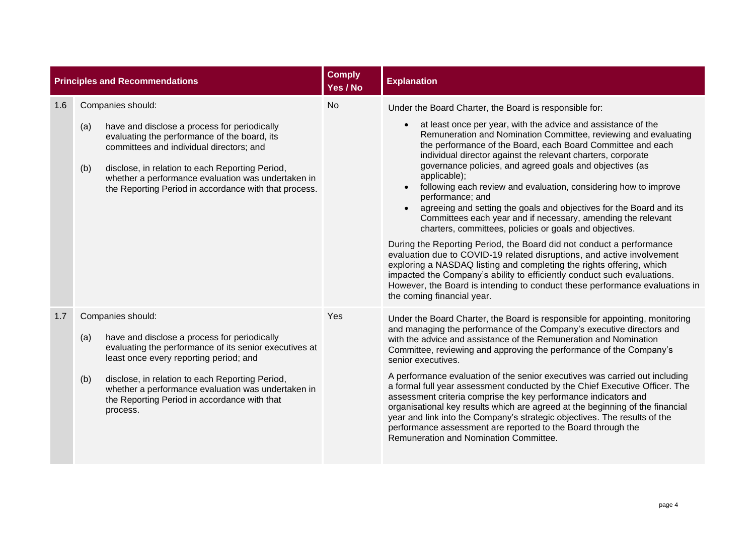| | Principles and Recommendations | Comply Yes / No | Explanation |
|---|---|---|---|
| 1.6 | Companies should:<br><br>(a) have and disclose a process for periodically evaluating the performance of the board, its committees and individual directors; and<br><br>(b) disclose, in relation to each Reporting Period, whether a performance evaluation was undertaken in the Reporting Period in accordance with that process. | No | Under the Board Charter, the Board is responsible for:<br><br>• at least once per year, with the advice and assistance of the Remuneration and Nomination Committee, reviewing and evaluating the performance of the Board, each Board Committee and each individual director against the relevant charters, corporate governance policies, and agreed goals and objectives (as applicable);<br>• following each review and evaluation, considering how to improve performance; and<br>• agreeing and setting the goals and objectives for the Board and its Committees each year and if necessary, amending the relevant charters, committees, policies or goals and objectives.<br><br>During the Reporting Period, the Board did not conduct a performance evaluation due to COVID-19 related disruptions, and active involvement exploring a NASDAQ listing and completing the rights offering, which impacted the Company's ability to efficiently conduct such evaluations. However, the Board is intending to conduct these performance evaluations in the coming financial year. |
| 1.7 | Companies should:<br><br>(a) have and disclose a process for periodically evaluating the performance of its senior executives at least once every reporting period; and<br><br>(b) disclose, in relation to each Reporting Period, whether a performance evaluation was undertaken in the Reporting Period in accordance with that process. | Yes | Under the Board Charter, the Board is responsible for appointing, monitoring and managing the performance of the Company's executive directors and with the advice and assistance of the Remuneration and Nomination Committee, reviewing and approving the performance of the Company's senior executives.<br><br>A performance evaluation of the senior executives was carried out including a formal full year assessment conducted by the Chief Executive Officer. The assessment criteria comprise the key performance indicators and organisational key results which are agreed at the beginning of the financial year and link into the Company's strategic objectives. The results of the performance assessment are reported to the Board through the Remuneration and Nomination Committee. |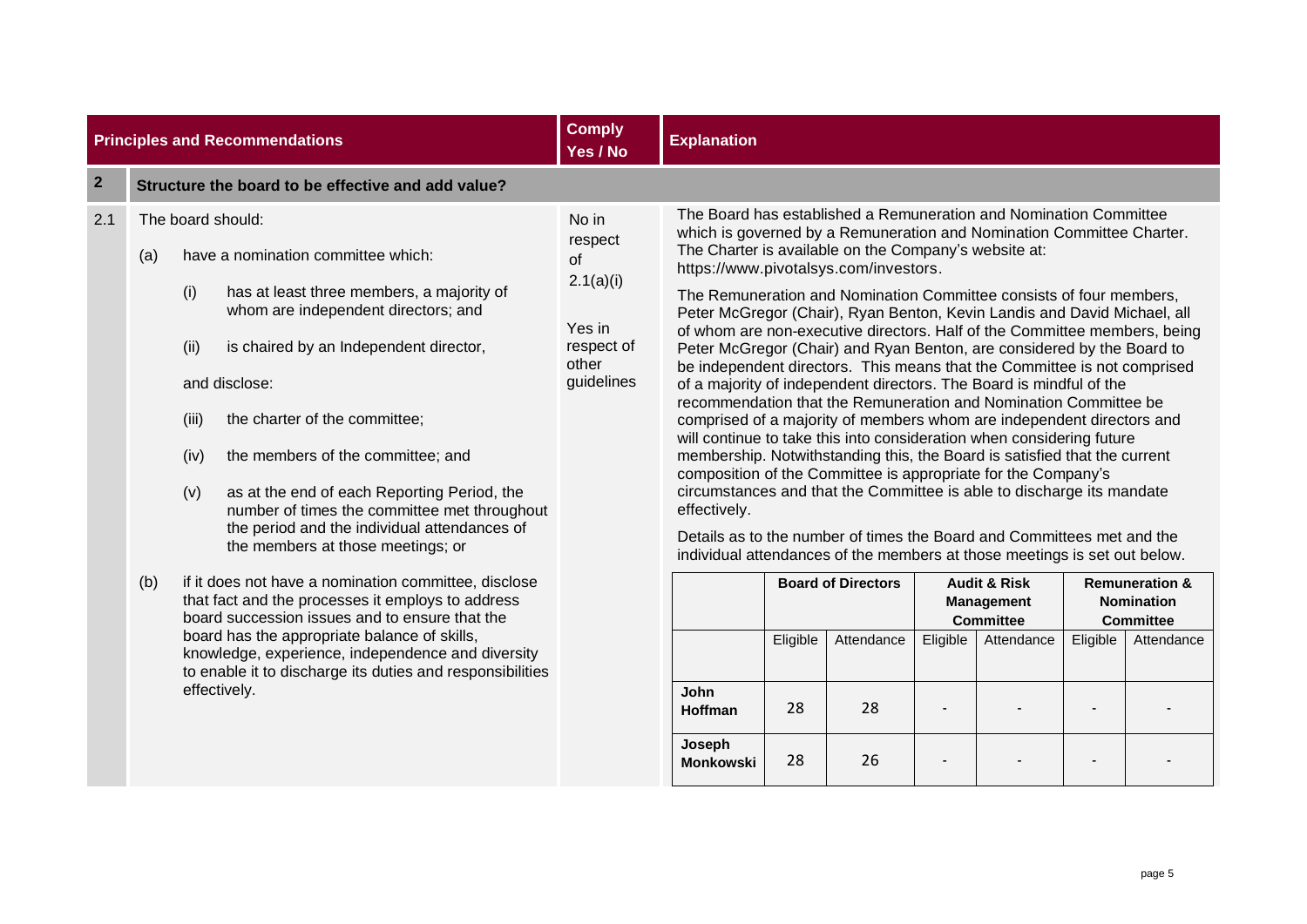| Principles and Recommendations | Comply Yes / No | Explanation |
|---|---|---|
| **2 Structure the board to be effective and add value?** | | |
| **2.1** The board should:<br>(a) have a nomination committee which:<br>(i) has at least three members, a majority of whom are independent directors; and<br>(ii) is chaired by an Independent director,<br>and disclose:<br>(iii) the charter of the committee;<br>(iv) the members of the committee; and<br>(v) as at the end of each Reporting Period, the number of times the committee met throughout the period and the individual attendances of the members at those meetings; or<br>(b) if it does not have a nomination committee, disclose that fact and the processes it employs to address board succession issues and to ensure that the board has the appropriate balance of skills, knowledge, experience, independence and diversity to enable it to discharge its duties and responsibilities effectively. | No in respect of 2.1(a)(i)<br><br>Yes in respect of other guidelines | The Board has established a Remuneration and Nomination Committee which is governed by a Remuneration and Nomination Committee Charter. The Charter is available on the Company's website at: https://www.pivotalsys.com/investors.<br><br>The Remuneration and Nomination Committee consists of four members, Peter McGregor (Chair), Ryan Benton, Kevin Landis and David Michael, all of whom are non-executive directors. Half of the Committee members, being Peter McGregor (Chair) and Ryan Benton, are considered by the Board to be independent directors. This means that the Committee is not comprised of a majority of independent directors. The Board is mindful of the recommendation that the Remuneration and Nomination Committee be comprised of a majority of members whom are independent directors and will continue to take this into consideration when considering future membership. Notwithstanding this, the Board is satisfied that the current composition of the Committee is appropriate for the Company's circumstances and that the Committee is able to discharge its mandate effectively.<br><br>Details as to the number of times the Board and Committees met and the individual attendances of the members at those meetings is set out below. |

| | Board of Directors | | Audit & Risk Management Committee | | Remuneration & Nomination Committee | |
|---|---|---|---|---|---|---|
| | Eligible | Attendance | Eligible | Attendance | Eligible | Attendance |
| **John Hoffman** | 28 | 28 | - | - | - | - |
| **Joseph Monkowski** | 28 | 26 | - | - | - | - |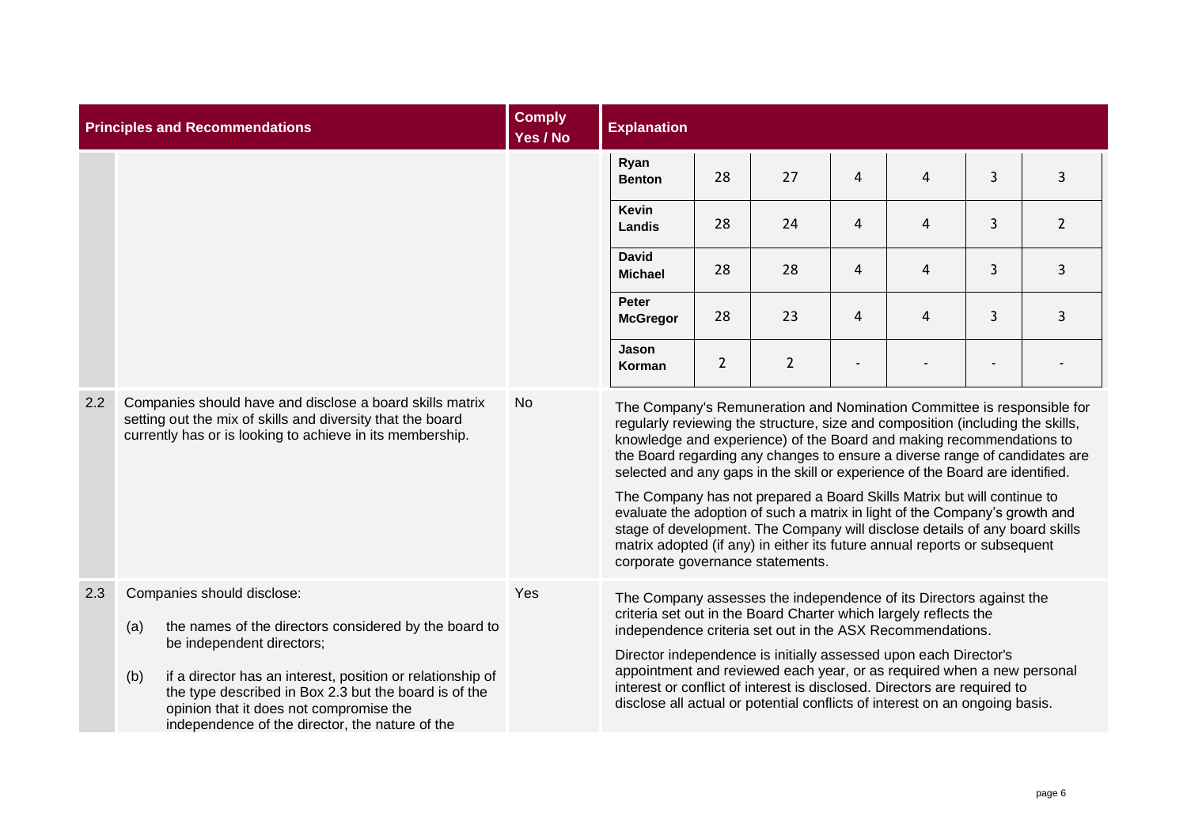| Principles and Recommendations | | Comply Yes / No | Explanation |
|---|---|---|---|
| | | | |

| | | | | | | |
|---|---|---|---|---|---|---|
| **Ryan Benton** | 28 | 27 | 4 | 4 | 3 | 3 |
| **Kevin Landis** | 28 | 24 | 4 | 4 | 3 | 2 |
| **David Michael** | 28 | 28 | 4 | 4 | 3 | 3 |
| **Peter McGregor** | 28 | 23 | 4 | 4 | 3 | 3 |
| **Jason Korman** | 2 | 2 | - | - | - | - |

| Principles and Recommendations | | Comply Yes / No | Explanation |
|---|---|---|---|
| 2.2 | Companies should have and disclose a board skills matrix setting out the mix of skills and diversity that the board currently has or is looking to achieve in its membership. | No | The Company's Remuneration and Nomination Committee is responsible for regularly reviewing the structure, size and composition (including the skills, knowledge and experience) of the Board and making recommendations to the Board regarding any changes to ensure a diverse range of candidates are selected and any gaps in the skill or experience of the Board are identified.<br><br>The Company has not prepared a Board Skills Matrix but will continue to evaluate the adoption of such a matrix in light of the Company's growth and stage of development. The Company will disclose details of any board skills matrix adopted (if any) in either its future annual reports or subsequent corporate governance statements. |
| 2.3 | Companies should disclose:<br><br>(a) the names of the directors considered by the board to be independent directors;<br><br>(b) if a director has an interest, position or relationship of the type described in Box 2.3 but the board is of the opinion that it does not compromise the independence of the director, the nature of the | Yes | The Company assesses the independence of its Directors against the criteria set out in the Board Charter which largely reflects the independence criteria set out in the ASX Recommendations.<br><br>Director independence is initially assessed upon each Director's appointment and reviewed each year, or as required when a new personal interest or conflict of interest is disclosed. Directors are required to disclose all actual or potential conflicts of interest on an ongoing basis. |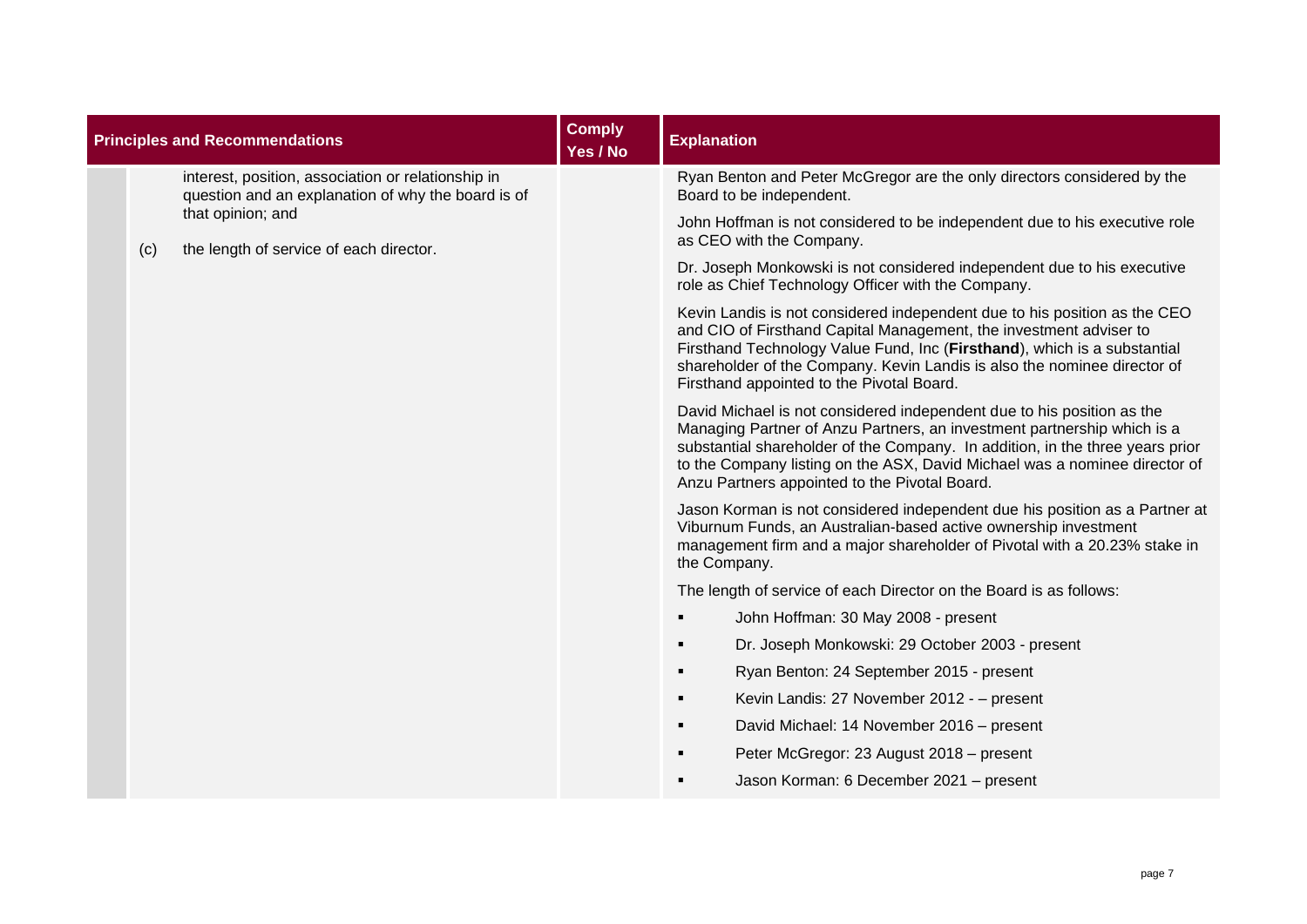| Principles and Recommendations | Comply Yes / No | Explanation |
|---|---|---|
| interest, position, association or relationship in question and an explanation of why the board is of that opinion; and<br><br>(c) the length of service of each director. | | Ryan Benton and Peter McGregor are the only directors considered by the Board to be independent.<br><br>John Hoffman is not considered to be independent due to his executive role as CEO with the Company.<br><br>Dr. Joseph Monkowski is not considered independent due to his executive role as Chief Technology Officer with the Company.<br><br>Kevin Landis is not considered independent due to his position as the CEO and CIO of Firsthand Capital Management, the investment adviser to Firsthand Technology Value Fund, Inc (**Firsthand**), which is a substantial shareholder of the Company. Kevin Landis is also the nominee director of Firsthand appointed to the Pivotal Board.<br><br>David Michael is not considered independent due to his position as the Managing Partner of Anzu Partners, an investment partnership which is a substantial shareholder of the Company. In addition, in the three years prior to the Company listing on the ASX, David Michael was a nominee director of Anzu Partners appointed to the Pivotal Board.<br><br>Jason Korman is not considered independent due his position as a Partner at Viburnum Funds, an Australian-based active ownership investment management firm and a major shareholder of Pivotal with a 20.23% stake in the Company.<br><br>The length of service of each Director on the Board is as follows:<br>▪ John Hoffman: 30 May 2008 - present<br>▪ Dr. Joseph Monkowski: 29 October 2003 - present<br>▪ Ryan Benton: 24 September 2015 - present<br>▪ Kevin Landis: 27 November 2012 - – present<br>▪ David Michael: 14 November 2016 – present<br>▪ Peter McGregor: 23 August 2018 – present<br>▪ Jason Korman: 6 December 2021 – present |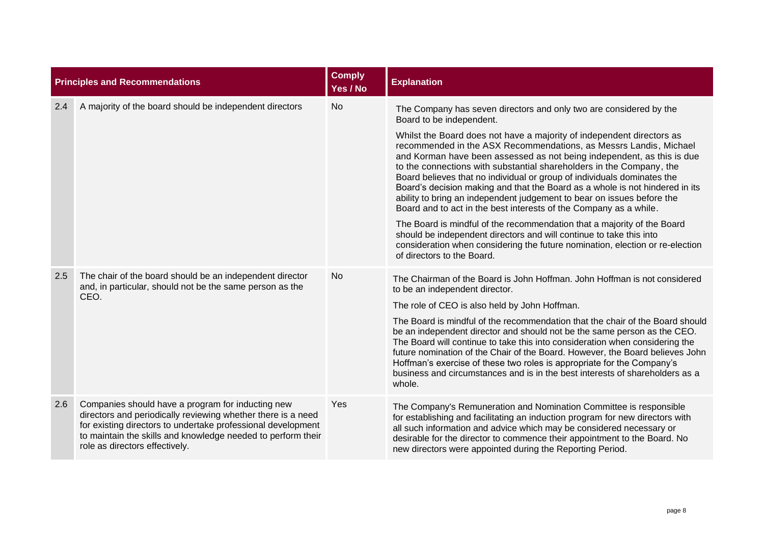| Principles and Recommendations | | Comply Yes / No | Explanation |
|---|---|---|---|
| 2.4 | A majority of the board should be independent directors | No | The Company has seven directors and only two are considered by the Board to be independent.<br><br>Whilst the Board does not have a majority of independent directors as recommended in the ASX Recommendations, as Messrs Landis, Michael and Korman have been assessed as not being independent, as this is due to the connections with substantial shareholders in the Company, the Board believes that no individual or group of individuals dominates the Board's decision making and that the Board as a whole is not hindered in its ability to bring an independent judgement to bear on issues before the Board and to act in the best interests of the Company as a while.<br><br>The Board is mindful of the recommendation that a majority of the Board should be independent directors and will continue to take this into consideration when considering the future nomination, election or re-election of directors to the Board. |
| 2.5 | The chair of the board should be an independent director and, in particular, should not be the same person as the CEO. | No | The Chairman of the Board is John Hoffman. John Hoffman is not considered to be an independent director.<br><br>The role of CEO is also held by John Hoffman.<br><br>The Board is mindful of the recommendation that the chair of the Board should be an independent director and should not be the same person as the CEO. The Board will continue to take this into consideration when considering the future nomination of the Chair of the Board. However, the Board believes John Hoffman's exercise of these two roles is appropriate for the Company's business and circumstances and is in the best interests of shareholders as a whole. |
| 2.6 | Companies should have a program for inducting new directors and periodically reviewing whether there is a need for existing directors to undertake professional development to maintain the skills and knowledge needed to perform their role as directors effectively. | Yes | The Company's Remuneration and Nomination Committee is responsible for establishing and facilitating an induction program for new directors with all such information and advice which may be considered necessary or desirable for the director to commence their appointment to the Board. No new directors were appointed during the Reporting Period. |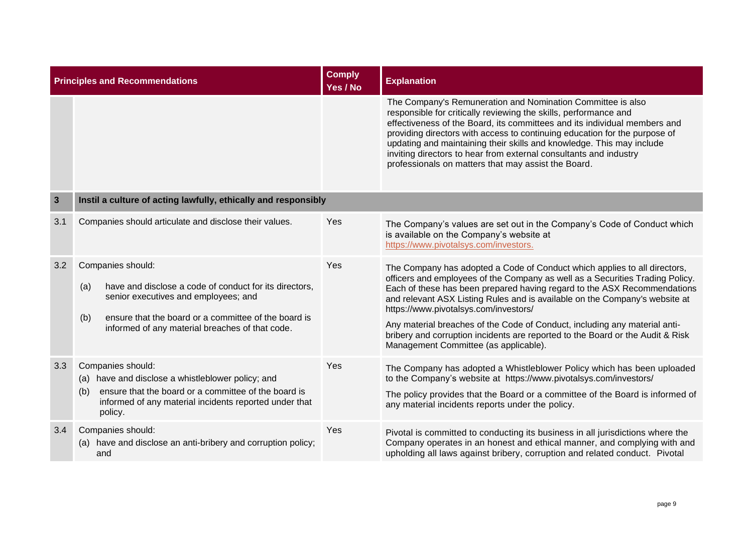| Principles and Recommendations | | Comply Yes / No | Explanation |
|---|---|---|---|
| | | | The Company's Remuneration and Nomination Committee is also responsible for critically reviewing the skills, performance and effectiveness of the Board, its committees and its individual members and providing directors with access to continuing education for the purpose of updating and maintaining their skills and knowledge. This may include inviting directors to hear from external consultants and industry professionals on matters that may assist the Board. |
| **3** | **Instil a culture of acting lawfully, ethically and responsibly** | | |
| 3.1 | Companies should articulate and disclose their values. | Yes | The Company's values are set out in the Company's Code of Conduct which is available on the Company's website at https://www.pivotalsys.com/investors. |
| 3.2 | Companies should:<br>(a) have and disclose a code of conduct for its directors, senior executives and employees; and<br>(b) ensure that the board or a committee of the board is informed of any material breaches of that code. | Yes | The Company has adopted a Code of Conduct which applies to all directors, officers and employees of the Company as well as a Securities Trading Policy. Each of these has been prepared having regard to the ASX Recommendations and relevant ASX Listing Rules and is available on the Company's website at https://www.pivotalsys.com/investors/<br>Any material breaches of the Code of Conduct, including any material anti-bribery and corruption incidents are reported to the Board or the Audit & Risk Management Committee (as applicable). |
| 3.3 | Companies should:<br>(a) have and disclose a whistleblower policy; and<br>(b) ensure that the board or a committee of the board is informed of any material incidents reported under that policy. | Yes | The Company has adopted a Whistleblower Policy which has been uploaded to the Company's website at https://www.pivotalsys.com/investors/<br>The policy provides that the Board or a committee of the Board is informed of any material incidents reports under the policy. |
| 3.4 | Companies should:<br>(a) have and disclose an anti-bribery and corruption policy; and | Yes | Pivotal is committed to conducting its business in all jurisdictions where the Company operates in an honest and ethical manner, and complying with and upholding all laws against bribery, corruption and related conduct. Pivotal |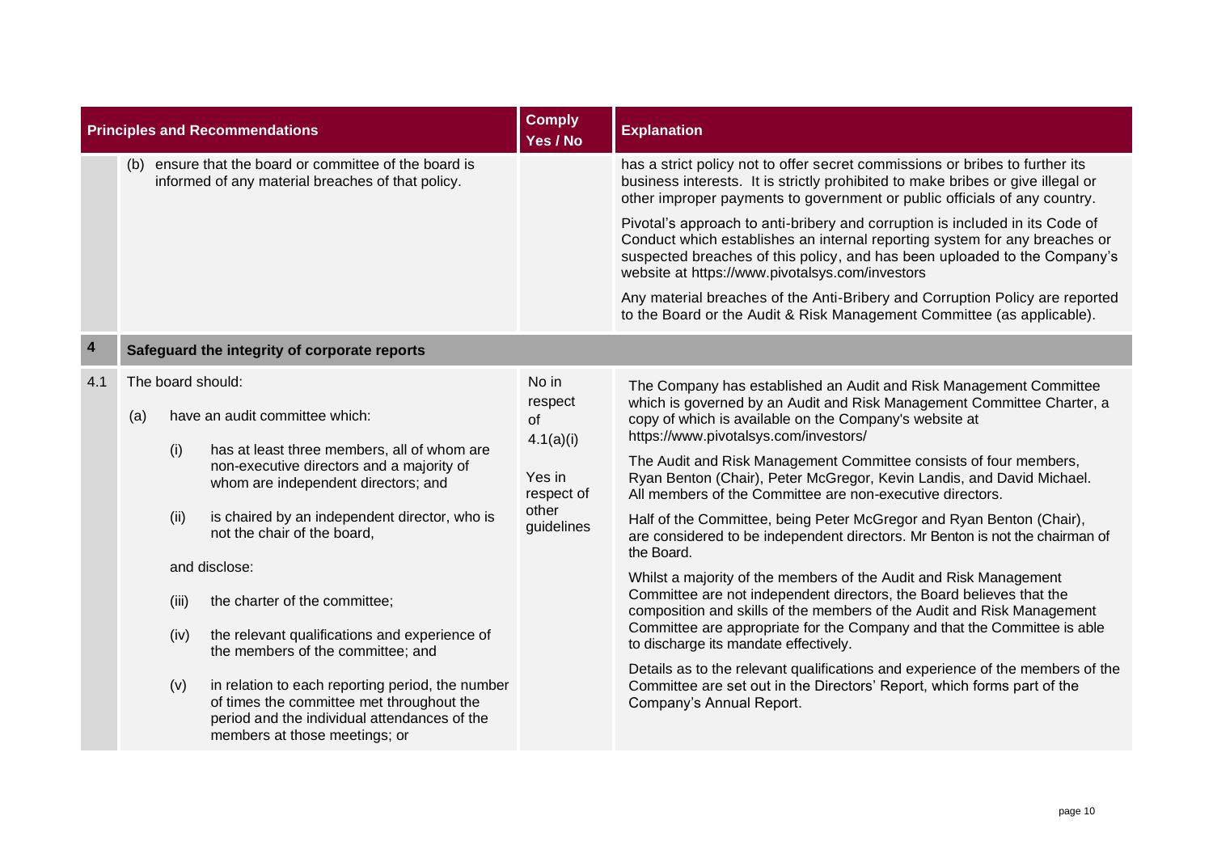| Principles and Recommendations | | | | Comply Yes / No | Explanation |
|---|---|---|---|---|---|
| | (b) ensure that the board or committee of the board is informed of any material breaches of that policy. | | | | has a strict policy not to offer secret commissions or bribes to further its business interests. It is strictly prohibited to make bribes or give illegal or other improper payments to government or public officials of any country.<br><br>Pivotal's approach to anti-bribery and corruption is included in its Code of Conduct which establishes an internal reporting system for any breaches or suspected breaches of this policy, and has been uploaded to the Company's website at https://www.pivotalsys.com/investors<br><br>Any material breaches of the Anti-Bribery and Corruption Policy are reported to the Board or the Audit & Risk Management Committee (as applicable). |
| **4** | **Safeguard the integrity of corporate reports** | | | | |
| 4.1 | The board should: | | | No in respect of 4.1(a)(i)<br><br>Yes in respect of other guidelines | The Company has established an Audit and Risk Management Committee which is governed by an Audit and Risk Management Committee Charter, a copy of which is available on the Company's website at https://www.pivotalsys.com/investors/<br><br>The Audit and Risk Management Committee consists of four members, Ryan Benton (Chair), Peter McGregor, Kevin Landis, and David Michael. All members of the Committee are non-executive directors.<br><br>Half of the Committee, being Peter McGregor and Ryan Benton (Chair), are considered to be independent directors. Mr Benton is not the chairman of the Board.<br><br>Whilst a majority of the members of the Audit and Risk Management Committee are not independent directors, the Board believes that the composition and skills of the members of the Audit and Risk Management Committee are appropriate for the Company and that the Committee is able to discharge its mandate effectively.<br><br>Details as to the relevant qualifications and experience of the members of the Committee are set out in the Directors' Report, which forms part of the Company's Annual Report. |
| | (a) | have an audit committee which: | | | |
| | | (i) | has at least three members, all of whom are non-executive directors and a majority of whom are independent directors; and | | |
| | | (ii) | is chaired by an independent director, who is not the chair of the board, | | |
| | | and disclose: | | | |
| | | (iii) | the charter of the committee; | | |
| | | (iv) | the relevant qualifications and experience of the members of the committee; and | | |
| | | (v) | in relation to each reporting period, the number of times the committee met throughout the period and the individual attendances of the members at those meetings; or | | |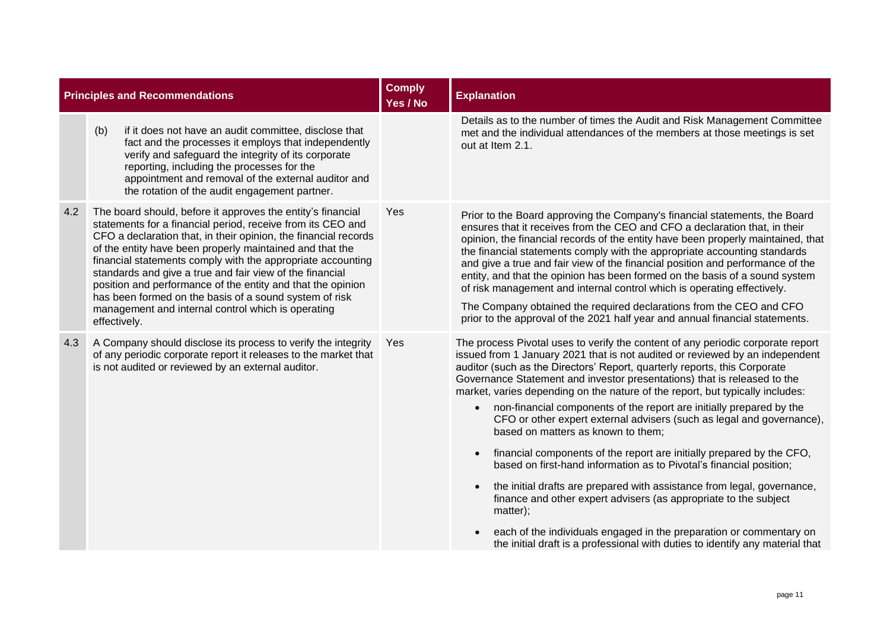| Principles and Recommendations | | Comply Yes / No | Explanation |
|---|---|---|---|
| | (b) if it does not have an audit committee, disclose that fact and the processes it employs that independently verify and safeguard the integrity of its corporate reporting, including the processes for the appointment and removal of the external auditor and the rotation of the audit engagement partner. | | Details as to the number of times the Audit and Risk Management Committee met and the individual attendances of the members at those meetings is set out at Item 2.1. |
| 4.2 | The board should, before it approves the entity's financial statements for a financial period, receive from its CEO and CFO a declaration that, in their opinion, the financial records of the entity have been properly maintained and that the financial statements comply with the appropriate accounting standards and give a true and fair view of the financial position and performance of the entity and that the opinion has been formed on the basis of a sound system of risk management and internal control which is operating effectively. | Yes | Prior to the Board approving the Company's financial statements, the Board ensures that it receives from the CEO and CFO a declaration that, in their opinion, the financial records of the entity have been properly maintained, that the financial statements comply with the appropriate accounting standards and give a true and fair view of the financial position and performance of the entity, and that the opinion has been formed on the basis of a sound system of risk management and internal control which is operating effectively.<br><br>The Company obtained the required declarations from the CEO and CFO prior to the approval of the 2021 half year and annual financial statements. |
| 4.3 | A Company should disclose its process to verify the integrity of any periodic corporate report it releases to the market that is not audited or reviewed by an external auditor. | Yes | The process Pivotal uses to verify the content of any periodic corporate report issued from 1 January 2021 that is not audited or reviewed by an independent auditor (such as the Directors' Report, quarterly reports, this Corporate Governance Statement and investor presentations) that is released to the market, varies depending on the nature of the report, but typically includes:<br><br>• non-financial components of the report are initially prepared by the CFO or other expert external advisers (such as legal and governance), based on matters as known to them;<br><br>• financial components of the report are initially prepared by the CFO, based on first-hand information as to Pivotal's financial position;<br><br>• the initial drafts are prepared with assistance from legal, governance, finance and other expert advisers (as appropriate to the subject matter);<br><br>• each of the individuals engaged in the preparation or commentary on the initial draft is a professional with duties to identify any material that |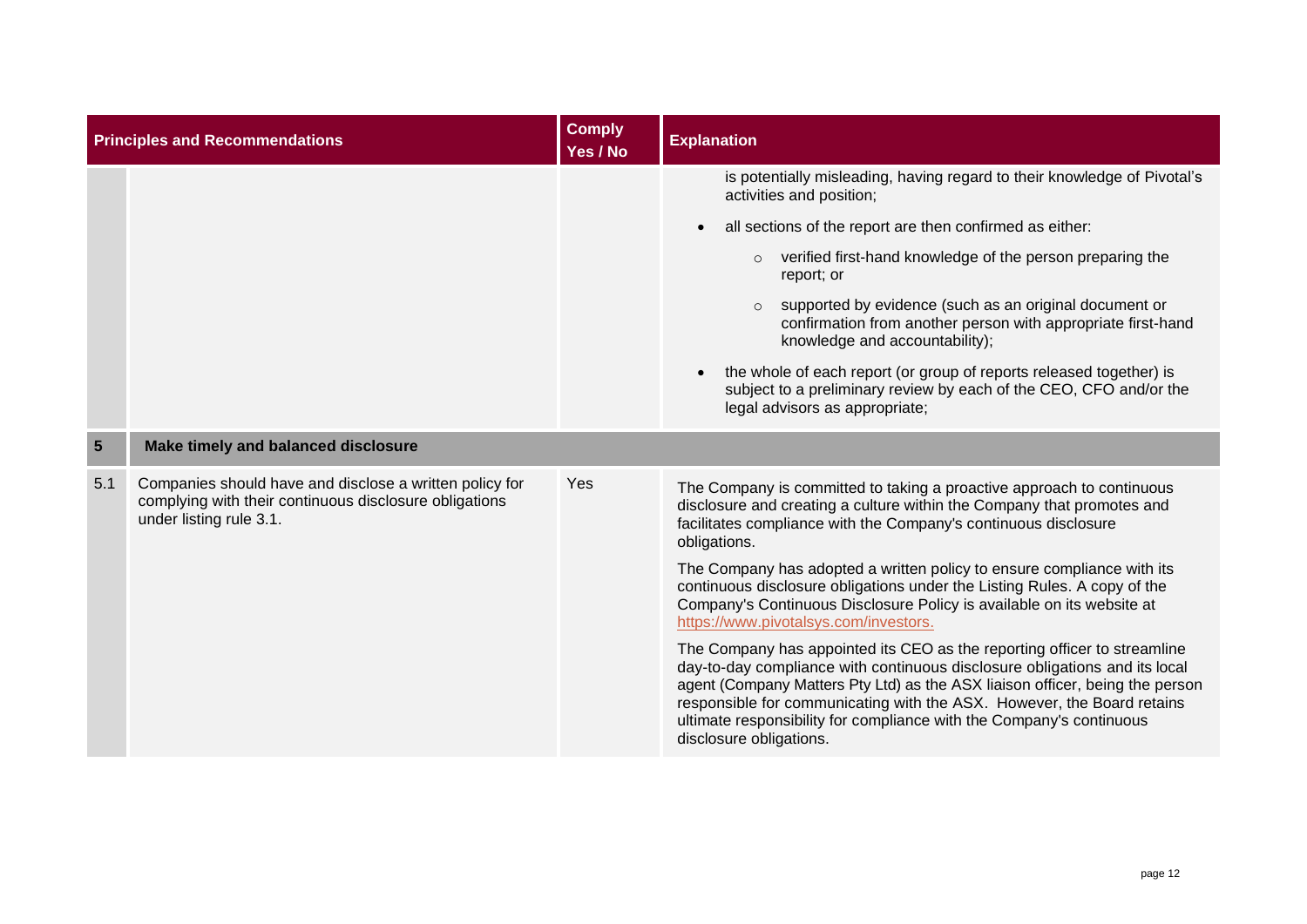| Principles and Recommendations | | Comply Yes / No | Explanation |
|---|---|---|---|
| | | | is potentially misleading, having regard to their knowledge of Pivotal's activities and position;<br>• all sections of the report are then confirmed as either:<br>  ○ verified first-hand knowledge of the person preparing the report; or<br>  ○ supported by evidence (such as an original document or confirmation from another person with appropriate first-hand knowledge and accountability);<br>• the whole of each report (or group of reports released together) is subject to a preliminary review by each of the CEO, CFO and/or the legal advisors as appropriate; |
| **5** | **Make timely and balanced disclosure** | | |
| 5.1 | Companies should have and disclose a written policy for complying with their continuous disclosure obligations under listing rule 3.1. | Yes | The Company is committed to taking a proactive approach to continuous disclosure and creating a culture within the Company that promotes and facilitates compliance with the Company's continuous disclosure obligations.<br><br>The Company has adopted a written policy to ensure compliance with its continuous disclosure obligations under the Listing Rules. A copy of the Company's Continuous Disclosure Policy is available on its website at https://www.pivotalsys.com/investors.<br><br>The Company has appointed its CEO as the reporting officer to streamline day-to-day compliance with continuous disclosure obligations and its local agent (Company Matters Pty Ltd) as the ASX liaison officer, being the person responsible for communicating with the ASX. However, the Board retains ultimate responsibility for compliance with the Company's continuous disclosure obligations. |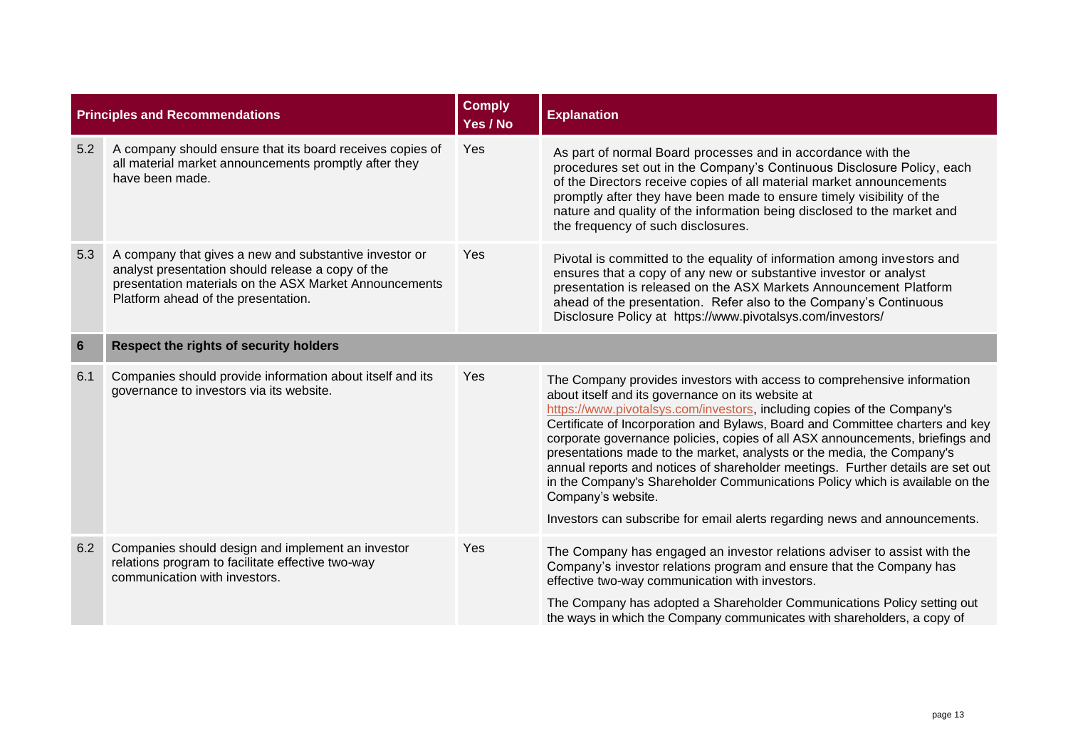| Principles and Recommendations | | Comply Yes / No | Explanation |
|---|---|---|---|
| 5.2 | A company should ensure that its board receives copies of all material market announcements promptly after they have been made. | Yes | As part of normal Board processes and in accordance with the procedures set out in the Company's Continuous Disclosure Policy, each of the Directors receive copies of all material market announcements promptly after they have been made to ensure timely visibility of the nature and quality of the information being disclosed to the market and the frequency of such disclosures. |
| 5.3 | A company that gives a new and substantive investor or analyst presentation should release a copy of the presentation materials on the ASX Market Announcements Platform ahead of the presentation. | Yes | Pivotal is committed to the equality of information among investors and ensures that a copy of any new or substantive investor or analyst presentation is released on the ASX Markets Announcement Platform ahead of the presentation. Refer also to the Company's Continuous Disclosure Policy at https://www.pivotalsys.com/investors/ |
| **6** | **Respect the rights of security holders** | | |
| 6.1 | Companies should provide information about itself and its governance to investors via its website. | Yes | The Company provides investors with access to comprehensive information about itself and its governance on its website at https://www.pivotalsys.com/investors, including copies of the Company's Certificate of Incorporation and Bylaws, Board and Committee charters and key corporate governance policies, copies of all ASX announcements, briefings and presentations made to the market, analysts or the media, the Company's annual reports and notices of shareholder meetings. Further details are set out in the Company's Shareholder Communications Policy which is available on the Company's website.<br><br>Investors can subscribe for email alerts regarding news and announcements. |
| 6.2 | Companies should design and implement an investor relations program to facilitate effective two-way communication with investors. | Yes | The Company has engaged an investor relations adviser to assist with the Company's investor relations program and ensure that the Company has effective two-way communication with investors.<br><br>The Company has adopted a Shareholder Communications Policy setting out the ways in which the Company communicates with shareholders, a copy of |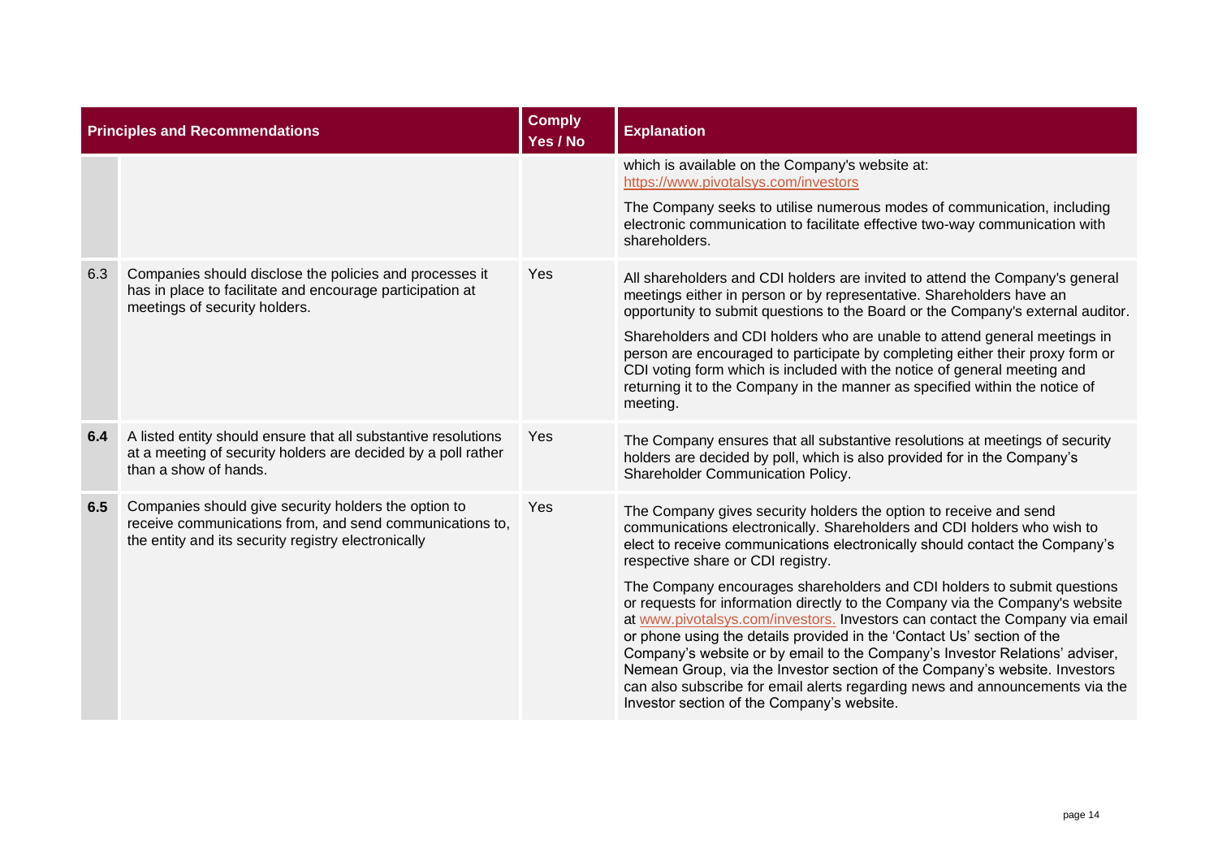| Principles and Recommendations | | Comply Yes / No | Explanation |
|---|---|---|---|
| | | | which is available on the Company's website at: https://www.pivotalsys.com/investors<br><br>The Company seeks to utilise numerous modes of communication, including electronic communication to facilitate effective two-way communication with shareholders. |
| 6.3 | Companies should disclose the policies and processes it has in place to facilitate and encourage participation at meetings of security holders. | Yes | All shareholders and CDI holders are invited to attend the Company's general meetings either in person or by representative. Shareholders have an opportunity to submit questions to the Board or the Company's external auditor.<br><br>Shareholders and CDI holders who are unable to attend general meetings in person are encouraged to participate by completing either their proxy form or CDI voting form which is included with the notice of general meeting and returning it to the Company in the manner as specified within the notice of meeting. |
| **6.4** | A listed entity should ensure that all substantive resolutions at a meeting of security holders are decided by a poll rather than a show of hands. | Yes | The Company ensures that all substantive resolutions at meetings of security holders are decided by poll, which is also provided for in the Company's Shareholder Communication Policy. |
| **6.5** | Companies should give security holders the option to receive communications from, and send communications to, the entity and its security registry electronically | Yes | The Company gives security holders the option to receive and send communications electronically. Shareholders and CDI holders who wish to elect to receive communications electronically should contact the Company's respective share or CDI registry.<br><br>The Company encourages shareholders and CDI holders to submit questions or requests for information directly to the Company via the Company's website at www.pivotalsys.com/investors. Investors can contact the Company via email or phone using the details provided in the 'Contact Us' section of the Company's website or by email to the Company's Investor Relations' adviser, Nemean Group, via the Investor section of the Company's website. Investors can also subscribe for email alerts regarding news and announcements via the Investor section of the Company's website. |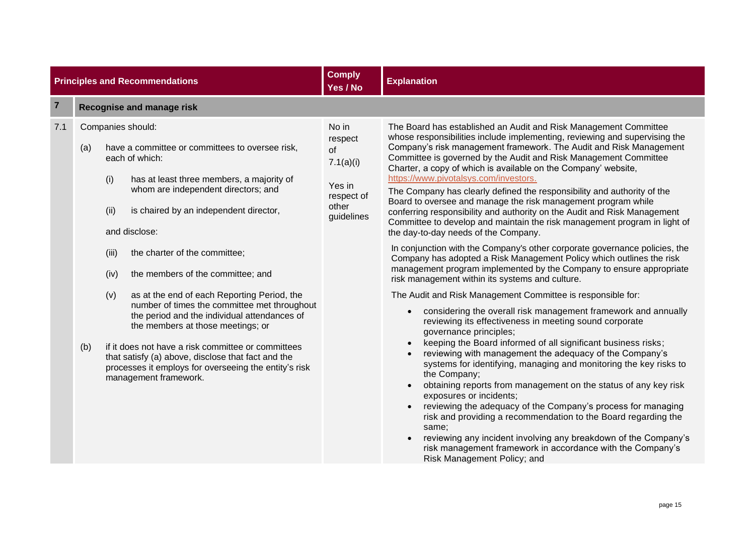| | Principles and Recommendations | Comply Yes / No | Explanation |
|---|---|---|---|
| **7** | **Recognise and manage risk** | | |
| 7.1 | Companies should:<br><br>(a) have a committee or committees to oversee risk, each of which:<br><br>(i) has at least three members, a majority of whom are independent directors; and<br><br>(ii) is chaired by an independent director,<br><br>and disclose:<br><br>(iii) the charter of the committee;<br><br>(iv) the members of the committee; and<br><br>(v) as at the end of each Reporting Period, the number of times the committee met throughout the period and the individual attendances of the members at those meetings; or<br><br>(b) if it does not have a risk committee or committees that satisfy (a) above, disclose that fact and the processes it employs for overseeing the entity's risk management framework. | No in respect of 7.1(a)(i)<br><br>Yes in respect of other guidelines | The Board has established an Audit and Risk Management Committee whose responsibilities include implementing, reviewing and supervising the Company's risk management framework. The Audit and Risk Management Committee is governed by the Audit and Risk Management Committee Charter, a copy of which is available on the Company' website, https://www.pivotalsys.com/investors.<br><br>The Company has clearly defined the responsibility and authority of the Board to oversee and manage the risk management program while conferring responsibility and authority on the Audit and Risk Management Committee to develop and maintain the risk management program in light of the day-to-day needs of the Company.<br><br>In conjunction with the Company's other corporate governance policies, the Company has adopted a Risk Management Policy which outlines the risk management program implemented by the Company to ensure appropriate risk management within its systems and culture.<br><br>The Audit and Risk Management Committee is responsible for:<br><br>• considering the overall risk management framework and annually reviewing its effectiveness in meeting sound corporate governance principles;<br>• keeping the Board informed of all significant business risks;<br>• reviewing with management the adequacy of the Company's systems for identifying, managing and monitoring the key risks to the Company;<br>• obtaining reports from management on the status of any key risk exposures or incidents;<br>• reviewing the adequacy of the Company's process for managing risk and providing a recommendation to the Board regarding the same;<br>• reviewing any incident involving any breakdown of the Company's risk management framework in accordance with the Company's Risk Management Policy; and |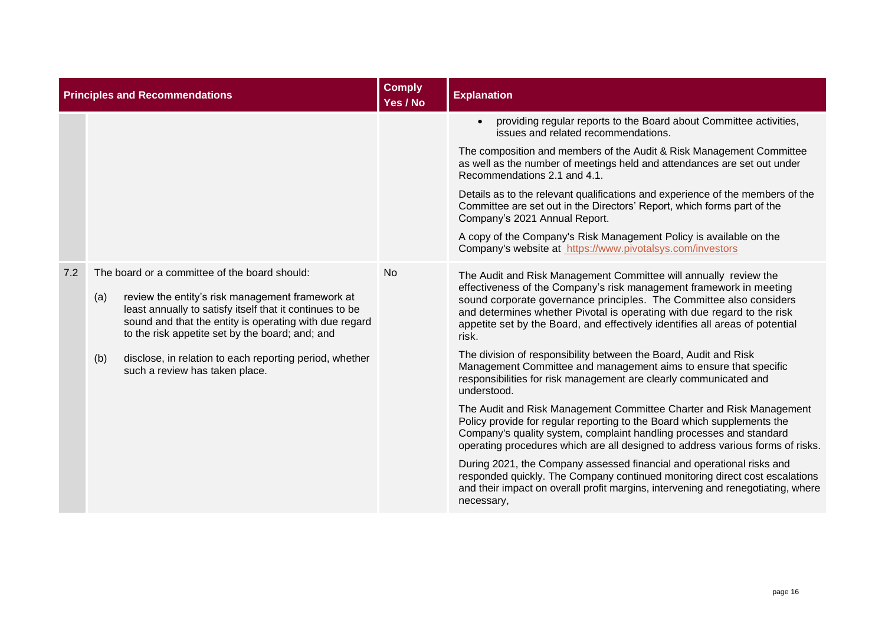| Principles and Recommendations | | Comply Yes / No | Explanation |
|---|---|---|---|
| | | | • providing regular reports to the Board about Committee activities, issues and related recommendations.<br><br>The composition and members of the Audit & Risk Management Committee as well as the number of meetings held and attendances are set out under Recommendations 2.1 and 4.1.<br><br>Details as to the relevant qualifications and experience of the members of the Committee are set out in the Directors' Report, which forms part of the Company's 2021 Annual Report.<br><br>A copy of the Company's Risk Management Policy is available on the Company's website at https://www.pivotalsys.com/investors |
| 7.2 | The board or a committee of the board should:<br><br>(a) review the entity's risk management framework at least annually to satisfy itself that it continues to be sound and that the entity is operating with due regard to the risk appetite set by the board; and; and<br><br>(b) disclose, in relation to each reporting period, whether such a review has taken place. | No | The Audit and Risk Management Committee will annually review the effectiveness of the Company's risk management framework in meeting sound corporate governance principles. The Committee also considers and determines whether Pivotal is operating with due regard to the risk appetite set by the Board, and effectively identifies all areas of potential risk.<br><br>The division of responsibility between the Board, Audit and Risk Management Committee and management aims to ensure that specific responsibilities for risk management are clearly communicated and understood.<br><br>The Audit and Risk Management Committee Charter and Risk Management Policy provide for regular reporting to the Board which supplements the Company's quality system, complaint handling processes and standard operating procedures which are all designed to address various forms of risks.<br><br>During 2021, the Company assessed financial and operational risks and responded quickly. The Company continued monitoring direct cost escalations and their impact on overall profit margins, intervening and renegotiating, where necessary, |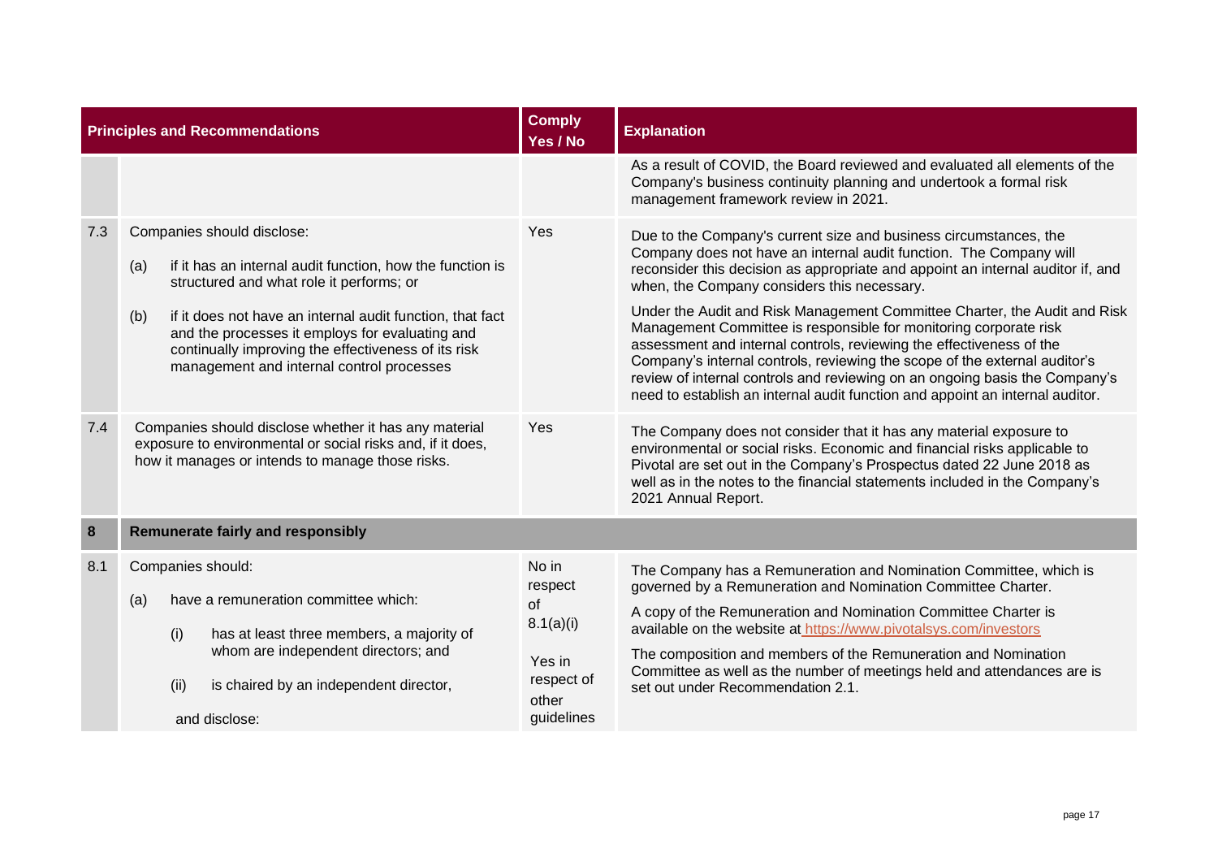| | Principles and Recommendations | Comply Yes / No | Explanation |
|---|---|---|---|
| | | | As a result of COVID, the Board reviewed and evaluated all elements of the Company's business continuity planning and undertook a formal risk management framework review in 2021. |
| 7.3 | Companies should disclose:<br>(a) if it has an internal audit function, how the function is structured and what role it performs; or<br>(b) if it does not have an internal audit function, that fact and the processes it employs for evaluating and continually improving the effectiveness of its risk management and internal control processes | Yes | Due to the Company's current size and business circumstances, the Company does not have an internal audit function. The Company will reconsider this decision as appropriate and appoint an internal auditor if, and when, the Company considers this necessary.<br>Under the Audit and Risk Management Committee Charter, the Audit and Risk Management Committee is responsible for monitoring corporate risk assessment and internal controls, reviewing the effectiveness of the Company's internal controls, reviewing the scope of the external auditor's review of internal controls and reviewing on an ongoing basis the Company's need to establish an internal audit function and appoint an internal auditor. |
| 7.4 | Companies should disclose whether it has any material exposure to environmental or social risks and, if it does, how it manages or intends to manage those risks. | Yes | The Company does not consider that it has any material exposure to environmental or social risks. Economic and financial risks applicable to Pivotal are set out in the Company's Prospectus dated 22 June 2018 as well as in the notes to the financial statements included in the Company's 2021 Annual Report. |
| **8** | **Remunerate fairly and responsibly** | | |
| 8.1 | Companies should:<br>(a) have a remuneration committee which:<br>(i) has at least three members, a majority of whom are independent directors; and<br>(ii) is chaired by an independent director,<br>and disclose: | No in respect of 8.1(a)(i)<br><br>Yes in respect of other guidelines | The Company has a Remuneration and Nomination Committee, which is governed by a Remuneration and Nomination Committee Charter.<br>A copy of the Remuneration and Nomination Committee Charter is available on the website at https://www.pivotalsys.com/investors<br>The composition and members of the Remuneration and Nomination Committee as well as the number of meetings held and attendances are is set out under Recommendation 2.1. |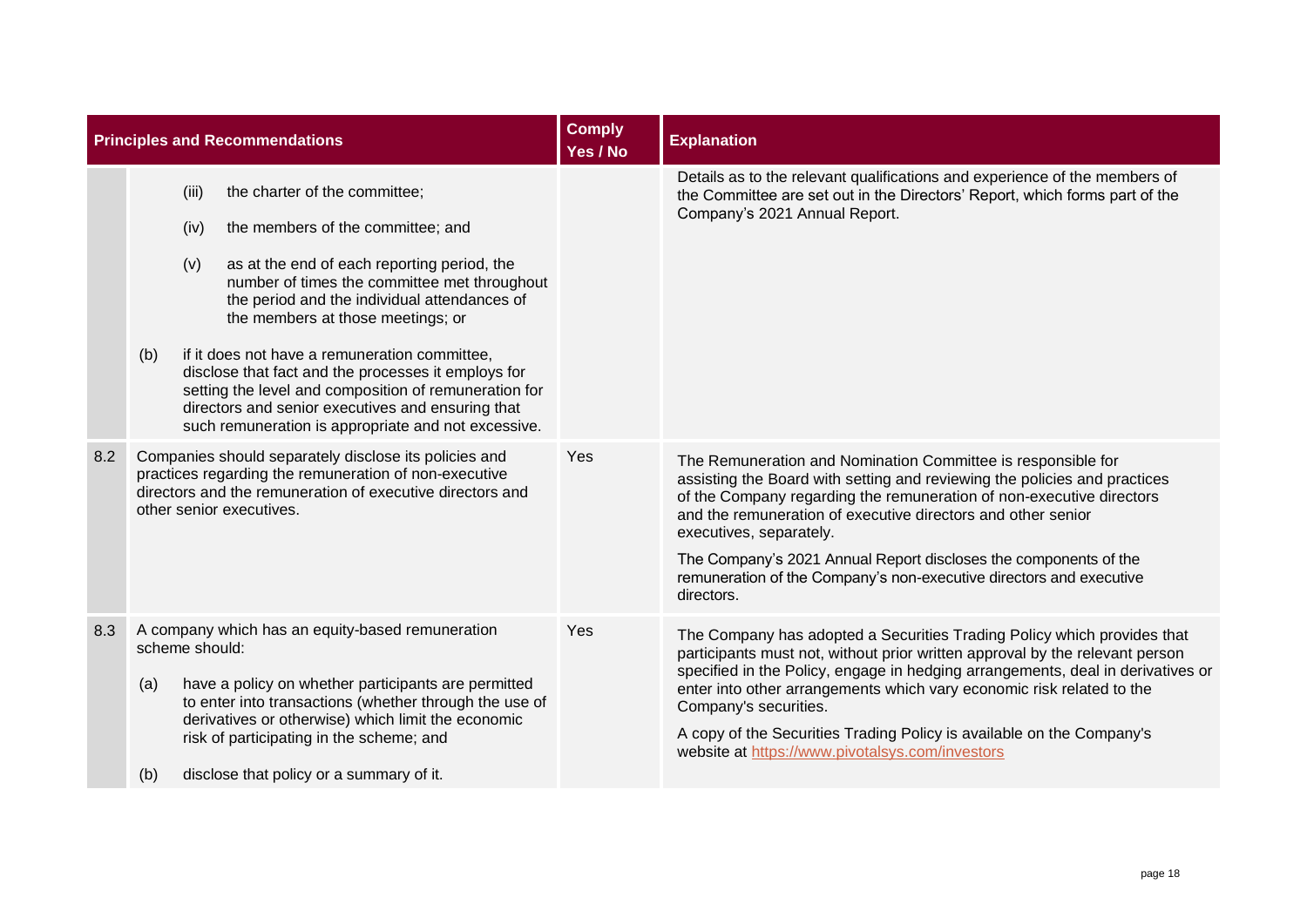| | Principles and Recommendations | Comply Yes / No | Explanation |
|---|---|---|---|
| | (iii) the charter of the committee;<br><br>(iv) the members of the committee; and<br><br>(v) as at the end of each reporting period, the number of times the committee met throughout the period and the individual attendances of the members at those meetings; or<br><br>(b) if it does not have a remuneration committee, disclose that fact and the processes it employs for setting the level and composition of remuneration for directors and senior executives and ensuring that such remuneration is appropriate and not excessive. | | Details as to the relevant qualifications and experience of the members of the Committee are set out in the Directors' Report, which forms part of the Company's 2021 Annual Report. |
| 8.2 | Companies should separately disclose its policies and practices regarding the remuneration of non-executive directors and the remuneration of executive directors and other senior executives. | Yes | The Remuneration and Nomination Committee is responsible for assisting the Board with setting and reviewing the policies and practices of the Company regarding the remuneration of non-executive directors and the remuneration of executive directors and other senior executives, separately.<br><br>The Company's 2021 Annual Report discloses the components of the remuneration of the Company's non-executive directors and executive directors. |
| 8.3 | A company which has an equity-based remuneration scheme should:<br><br>(a) have a policy on whether participants are permitted to enter into transactions (whether through the use of derivatives or otherwise) which limit the economic risk of participating in the scheme; and<br><br>(b) disclose that policy or a summary of it. | Yes | The Company has adopted a Securities Trading Policy which provides that participants must not, without prior written approval by the relevant person specified in the Policy, engage in hedging arrangements, deal in derivatives or enter into other arrangements which vary economic risk related to the Company's securities.<br><br>A copy of the Securities Trading Policy is available on the Company's website at https://www.pivotalsys.com/investors |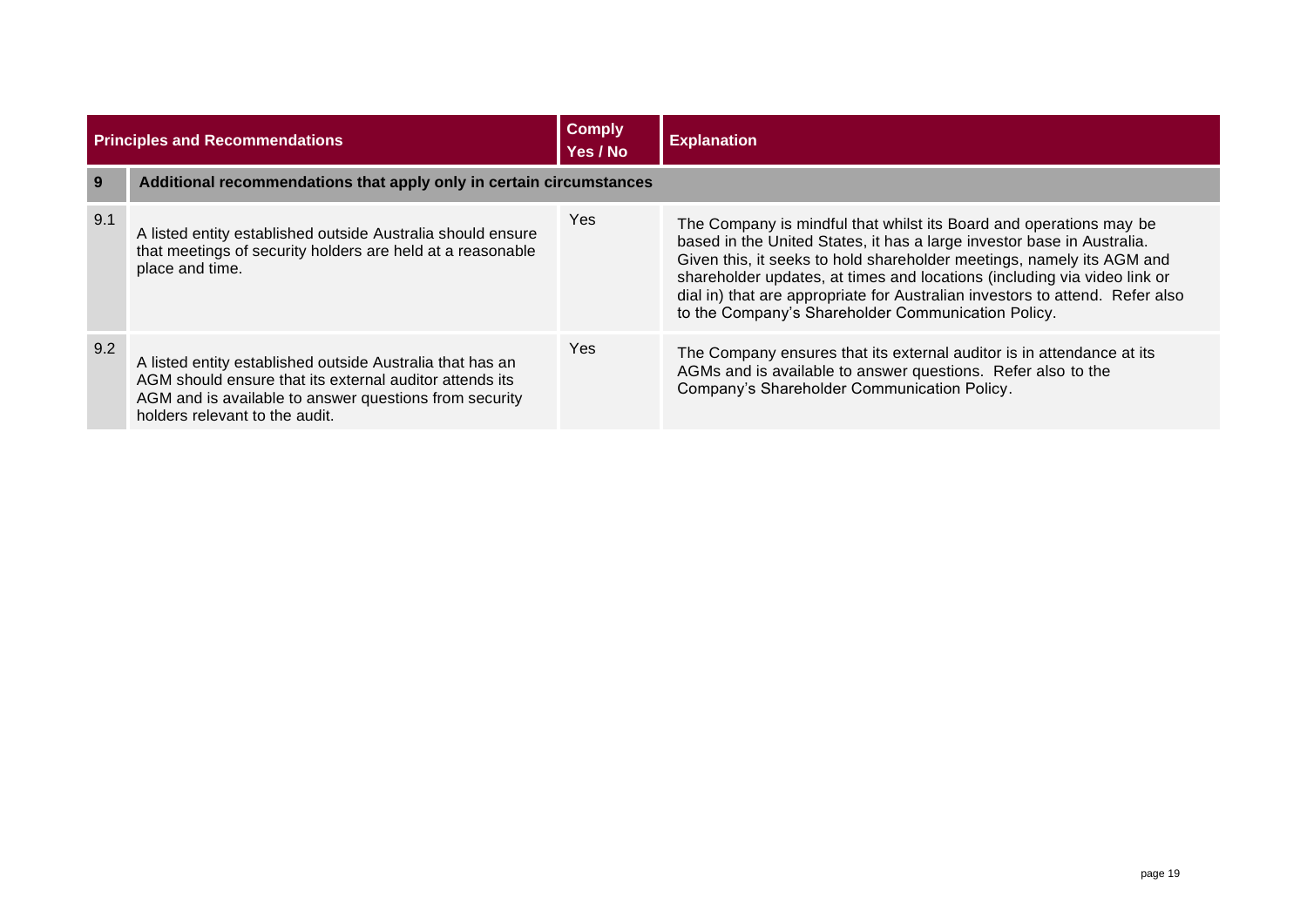| Principles and Recommendations | | Comply Yes / No | Explanation |
|---|---|---|---|
| **9** | **Additional recommendations that apply only in certain circumstances** | | |
| 9.1 | A listed entity established outside Australia should ensure that meetings of security holders are held at a reasonable place and time. | Yes | The Company is mindful that whilst its Board and operations may be based in the United States, it has a large investor base in Australia. Given this, it seeks to hold shareholder meetings, namely its AGM and shareholder updates, at times and locations (including via video link or dial in) that are appropriate for Australian investors to attend. Refer also to the Company's Shareholder Communication Policy. |
| 9.2 | A listed entity established outside Australia that has an AGM should ensure that its external auditor attends its AGM and is available to answer questions from security holders relevant to the audit. | Yes | The Company ensures that its external auditor is in attendance at its AGMs and is available to answer questions. Refer also to the Company's Shareholder Communication Policy. |